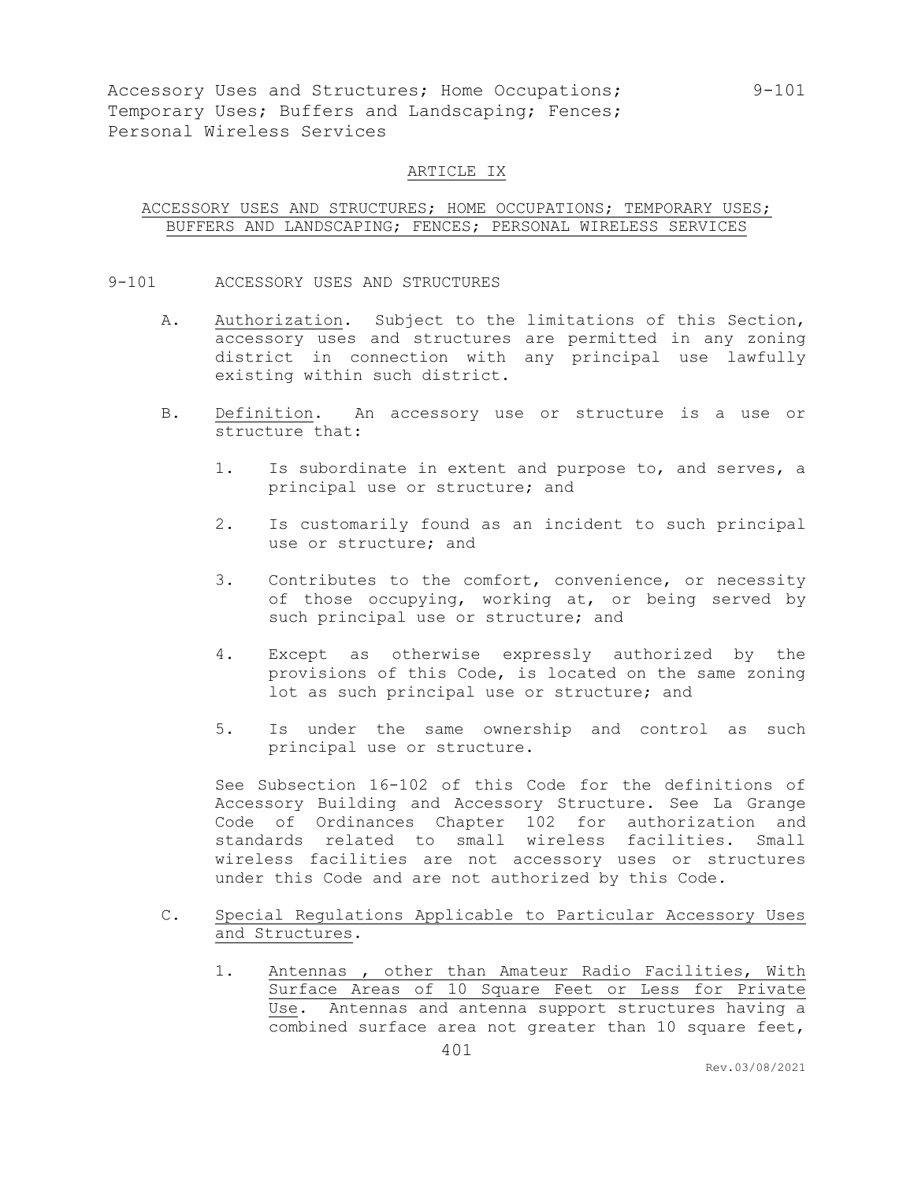# ARTICLE IX

## ACCESSORY USES AND STRUCTURES; HOME OCCUPATIONS; TEMPORARY USES; BUFFERS AND LANDSCAPING; FENCES; PERSONAL WIRELESS SERVICES

### 9-101 ACCESSORY USES AND STRUCTURES

A. Authorization. Subject to the limitations of this Section, accessory uses and structures are permitted in any zoning district in connection with any principal use lawfully existing within such district.

B. Definition. An accessory use or structure is a use or structure that:

1. Is subordinate in extent and purpose to, and serves, a principal use or structure; and

2. Is customarily found as an incident to such principal use or structure; and

3. Contributes to the comfort, convenience, or necessity of those occupying, working at, or being served by such principal use or structure; and

4. Except as otherwise expressly authorized by the provisions of this Code, is located on the same zoning lot as such principal use or structure; and

5. Is under the same ownership and control as such principal use or structure.

See Subsection 16-102 of this Code for the definitions of Accessory Building and Accessory Structure. See La Grange Code of Ordinances Chapter 102 for authorization and standards related to small wireless facilities. Small wireless facilities are not accessory uses or structures under this Code and are not authorized by this Code.

C. Special Regulations Applicable to Particular Accessory Uses and Structures.

1. Antennas , other than Amateur Radio Facilities, With Surface Areas of 10 Square Feet or Less for Private Use. Antennas and antenna support structures having a combined surface area not greater than 10 square feet,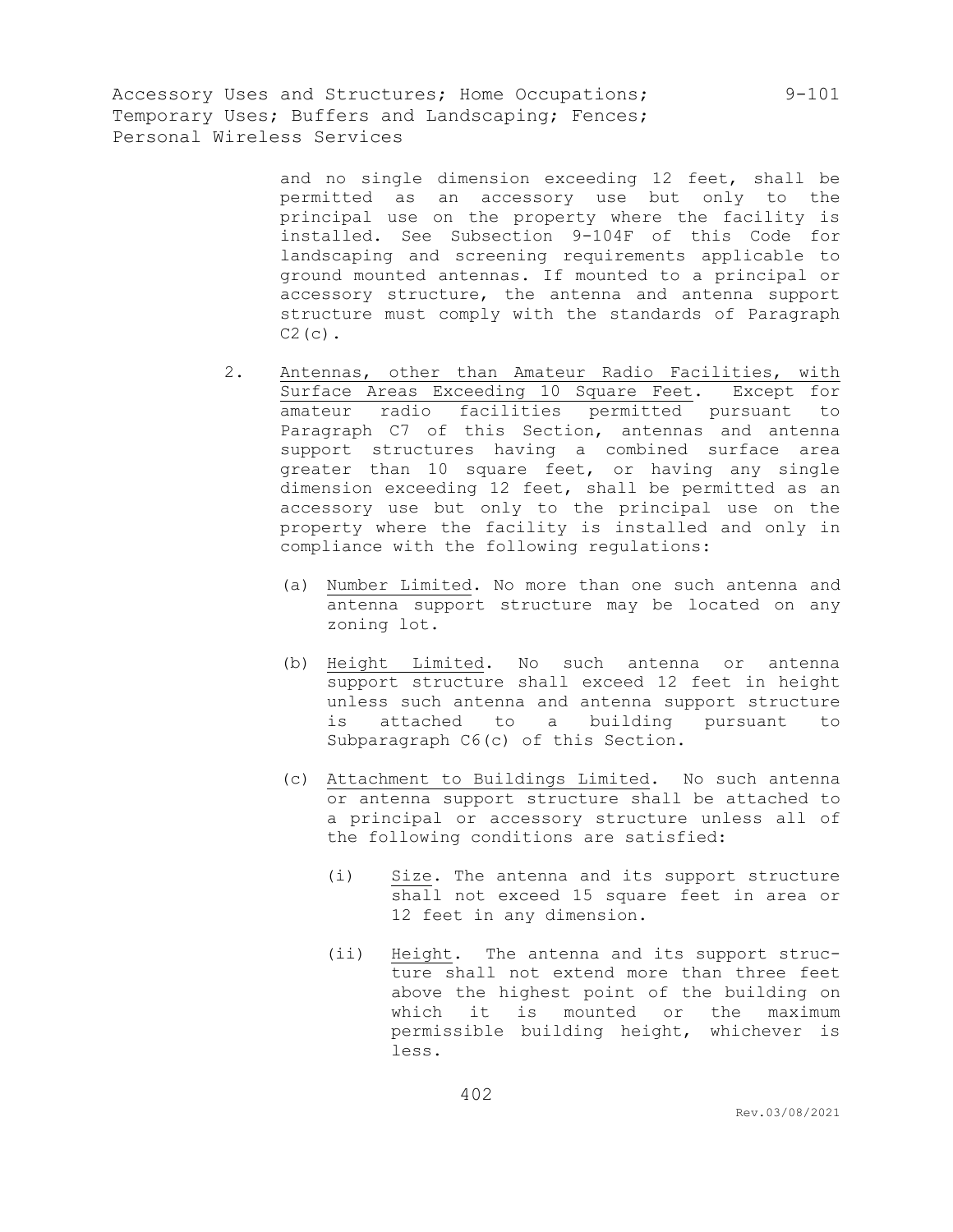and no single dimension exceeding 12 feet, shall be permitted as an accessory use but only to the principal use on the property where the facility is installed. See Subsection 9-104F of this Code for landscaping and screening requirements applicable to ground mounted antennas. If mounted to a principal or accessory structure, the antenna and antenna support structure must comply with the standards of Paragraph C2(c).

2. Antennas, other than Amateur Radio Facilities, with Surface Areas Exceeding 10 Square Feet. Except for amateur radio facilities permitted pursuant to Paragraph C7 of this Section, antennas and antenna support structures having a combined surface area greater than 10 square feet, or having any single dimension exceeding 12 feet, shall be permitted as an accessory use but only to the principal use on the property where the facility is installed and only in compliance with the following regulations:

   (a) Number Limited. No more than one such antenna and antenna support structure may be located on any zoning lot.

   (b) Height Limited. No such antenna or antenna support structure shall exceed 12 feet in height unless such antenna and antenna support structure is attached to a building pursuant to Subparagraph C6(c) of this Section.

   (c) Attachment to Buildings Limited. No such antenna or antenna support structure shall be attached to a principal or accessory structure unless all of the following conditions are satisfied:

      (i) Size. The antenna and its support structure shall not exceed 15 square feet in area or 12 feet in any dimension.

      (ii) Height. The antenna and its support structure shall not extend more than three feet above the highest point of the building on which it is mounted or the maximum permissible building height, whichever is less.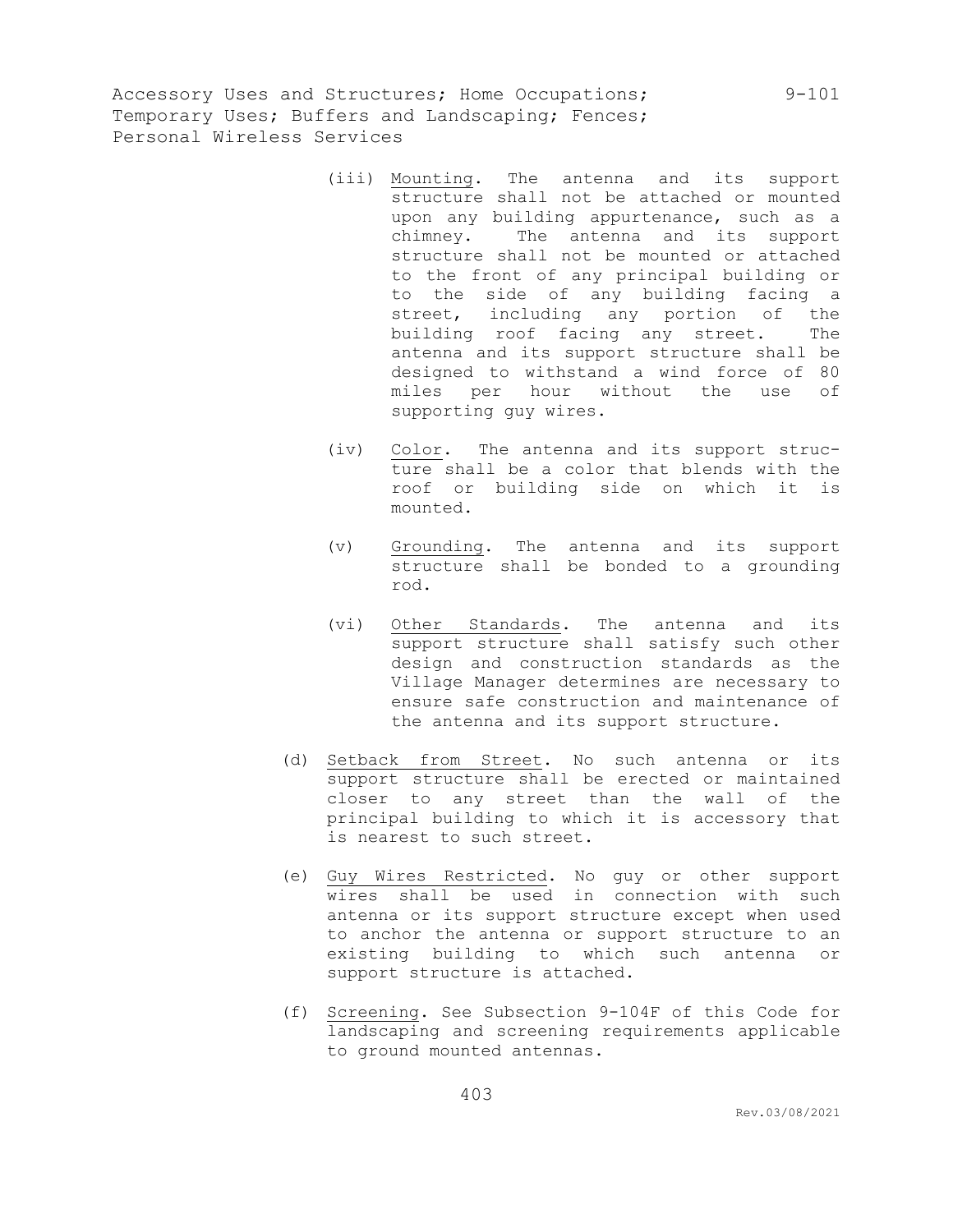(iii) Mounting. The antenna and its support structure shall not be attached or mounted upon any building appurtenance, such as a chimney. The antenna and its support structure shall not be mounted or attached to the front of any principal building or to the side of any building facing a street, including any portion of the building roof facing any street. The antenna and its support structure shall be designed to withstand a wind force of 80 miles per hour without the use of supporting guy wires.

(iv) Color. The antenna and its support structure shall be a color that blends with the roof or building side on which it is mounted.

(v) Grounding. The antenna and its support structure shall be bonded to a grounding rod.

(vi) Other Standards. The antenna and its support structure shall satisfy such other design and construction standards as the Village Manager determines are necessary to ensure safe construction and maintenance of the antenna and its support structure.

(d) Setback from Street. No such antenna or its support structure shall be erected or maintained closer to any street than the wall of the principal building to which it is accessory that is nearest to such street.

(e) Guy Wires Restricted. No guy or other support wires shall be used in connection with such antenna or its support structure except when used to anchor the antenna or support structure to an existing building to which such antenna or support structure is attached.

(f) Screening. See Subsection 9-104F of this Code for landscaping and screening requirements applicable to ground mounted antennas.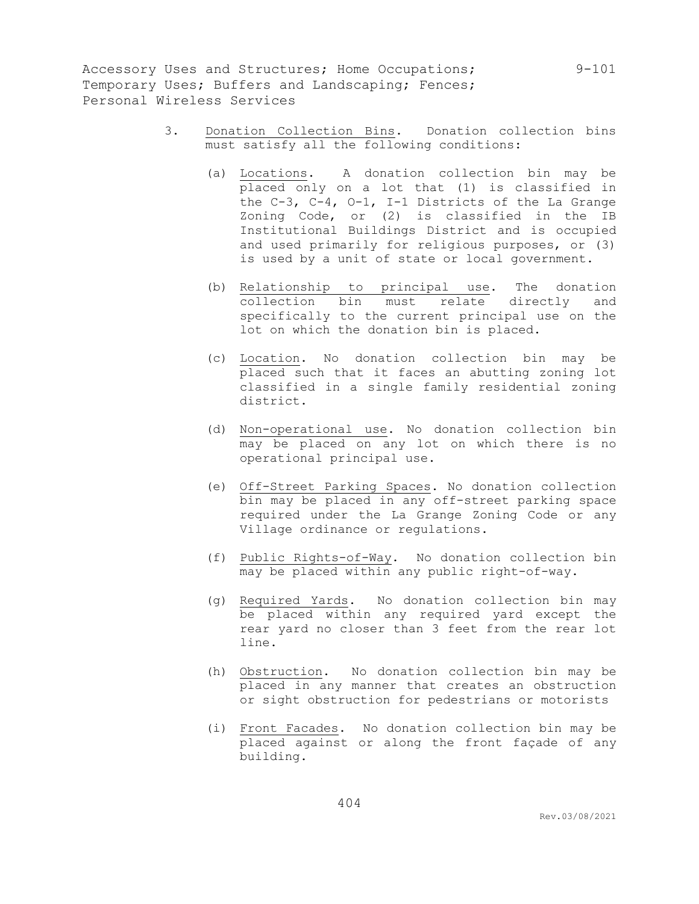3. Donation Collection Bins. Donation collection bins must satisfy all the following conditions:

   (a) Locations. A donation collection bin may be placed only on a lot that (1) is classified in the C-3, C-4, O-1, I-1 Districts of the La Grange Zoning Code, or (2) is classified in the IB Institutional Buildings District and is occupied and used primarily for religious purposes, or (3) is used by a unit of state or local government.

   (b) Relationship to principal use. The donation collection bin must relate directly and specifically to the current principal use on the lot on which the donation bin is placed.

   (c) Location. No donation collection bin may be placed such that it faces an abutting zoning lot classified in a single family residential zoning district.

   (d) Non-operational use. No donation collection bin may be placed on any lot on which there is no operational principal use.

   (e) Off-Street Parking Spaces. No donation collection bin may be placed in any off-street parking space required under the La Grange Zoning Code or any Village ordinance or regulations.

   (f) Public Rights-of-Way. No donation collection bin may be placed within any public right-of-way.

   (g) Required Yards. No donation collection bin may be placed within any required yard except the rear yard no closer than 3 feet from the rear lot line.

   (h) Obstruction. No donation collection bin may be placed in any manner that creates an obstruction or sight obstruction for pedestrians or motorists

   (i) Front Facades. No donation collection bin may be placed against or along the front façade of any building.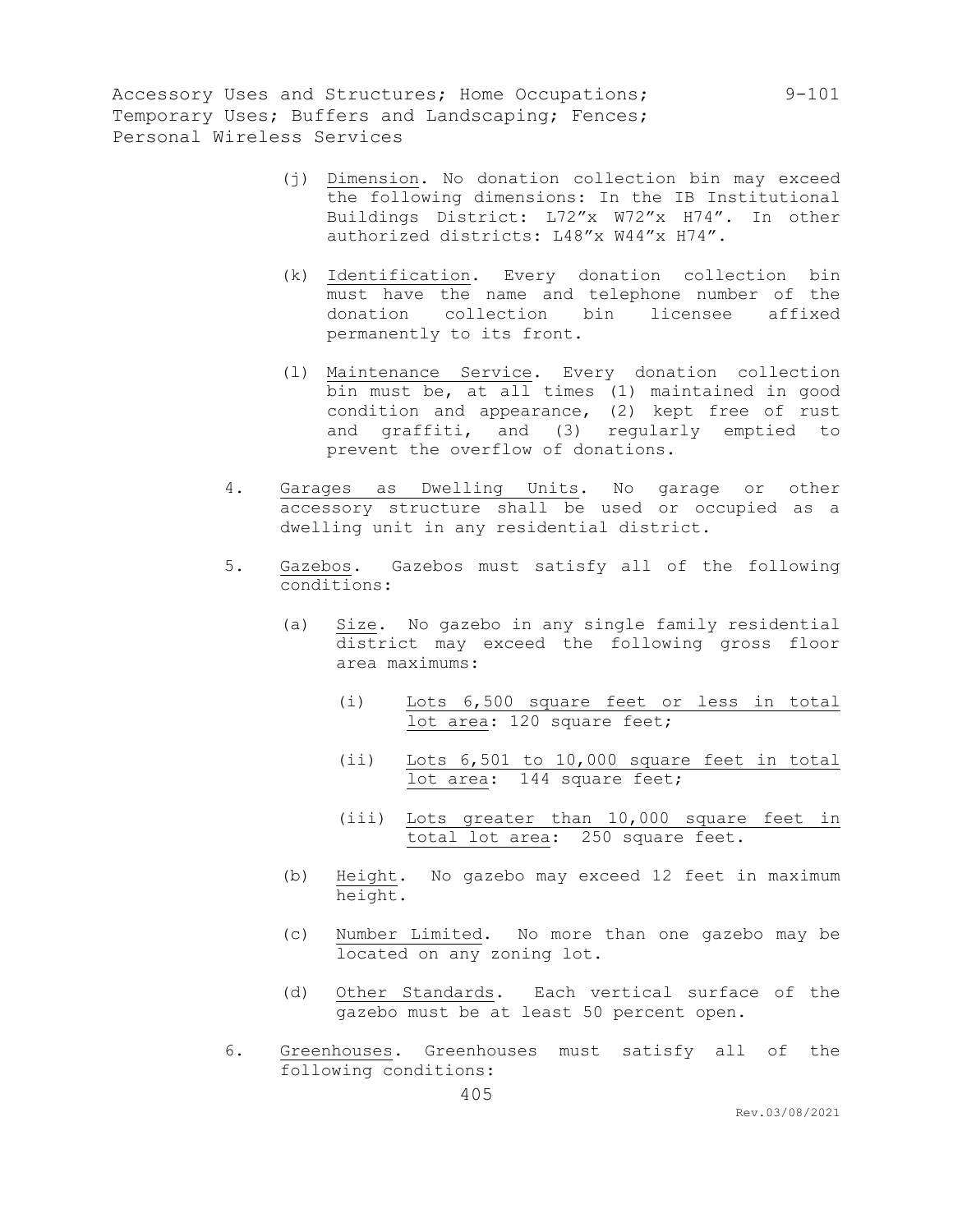(j) Dimension. No donation collection bin may exceed the following dimensions: In the IB Institutional Buildings District: L72"x W72"x H74". In other authorized districts: L48"x W44"x H74".

(k) Identification. Every donation collection bin must have the name and telephone number of the donation collection bin licensee affixed permanently to its front.

(l) Maintenance Service. Every donation collection bin must be, at all times (1) maintained in good condition and appearance, (2) kept free of rust and graffiti, and (3) regularly emptied to prevent the overflow of donations.

4. Garages as Dwelling Units. No garage or other accessory structure shall be used or occupied as a dwelling unit in any residential district.

5. Gazebos. Gazebos must satisfy all of the following conditions:

   (a) Size. No gazebo in any single family residential district may exceed the following gross floor area maximums:

      (i) Lots 6,500 square feet or less in total lot area: 120 square feet;

      (ii) Lots 6,501 to 10,000 square feet in total lot area: 144 square feet;

      (iii) Lots greater than 10,000 square feet in total lot area: 250 square feet.

   (b) Height. No gazebo may exceed 12 feet in maximum height.

   (c) Number Limited. No more than one gazebo may be located on any zoning lot.

   (d) Other Standards. Each vertical surface of the gazebo must be at least 50 percent open.

6. Greenhouses. Greenhouses must satisfy all of the following conditions: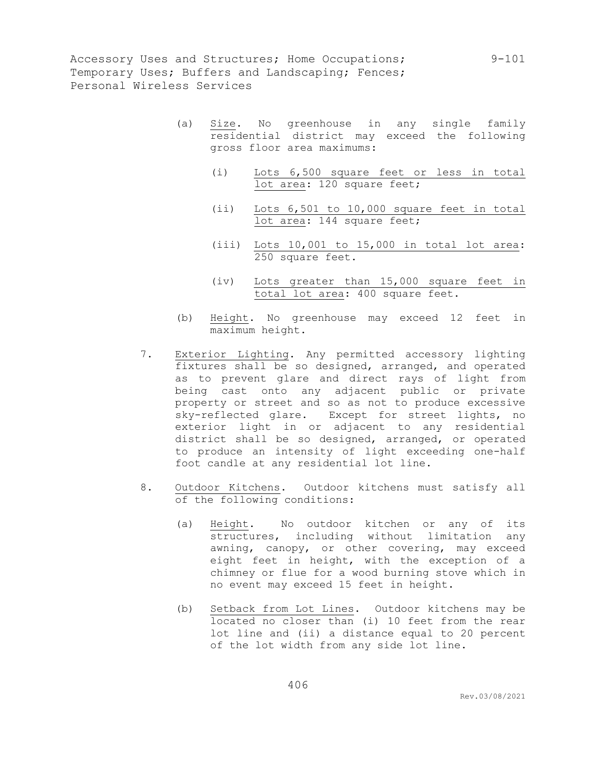(a) Size. No greenhouse in any single family residential district may exceed the following gross floor area maximums:

   (i) Lots 6,500 square feet or less in total lot area: 120 square feet;

   (ii) Lots 6,501 to 10,000 square feet in total lot area: 144 square feet;

   (iii) Lots 10,001 to 15,000 in total lot area: 250 square feet.

   (iv) Lots greater than 15,000 square feet in total lot area: 400 square feet.

(b) Height. No greenhouse may exceed 12 feet in maximum height.

7. Exterior Lighting. Any permitted accessory lighting fixtures shall be so designed, arranged, and operated as to prevent glare and direct rays of light from being cast onto any adjacent public or private property or street and so as not to produce excessive sky-reflected glare. Except for street lights, no exterior light in or adjacent to any residential district shall be so designed, arranged, or operated to produce an intensity of light exceeding one-half foot candle at any residential lot line.

8. Outdoor Kitchens. Outdoor kitchens must satisfy all of the following conditions:

   (a) Height. No outdoor kitchen or any of its structures, including without limitation any awning, canopy, or other covering, may exceed eight feet in height, with the exception of a chimney or flue for a wood burning stove which in no event may exceed 15 feet in height.

   (b) Setback from Lot Lines. Outdoor kitchens may be located no closer than (i) 10 feet from the rear lot line and (ii) a distance equal to 20 percent of the lot width from any side lot line.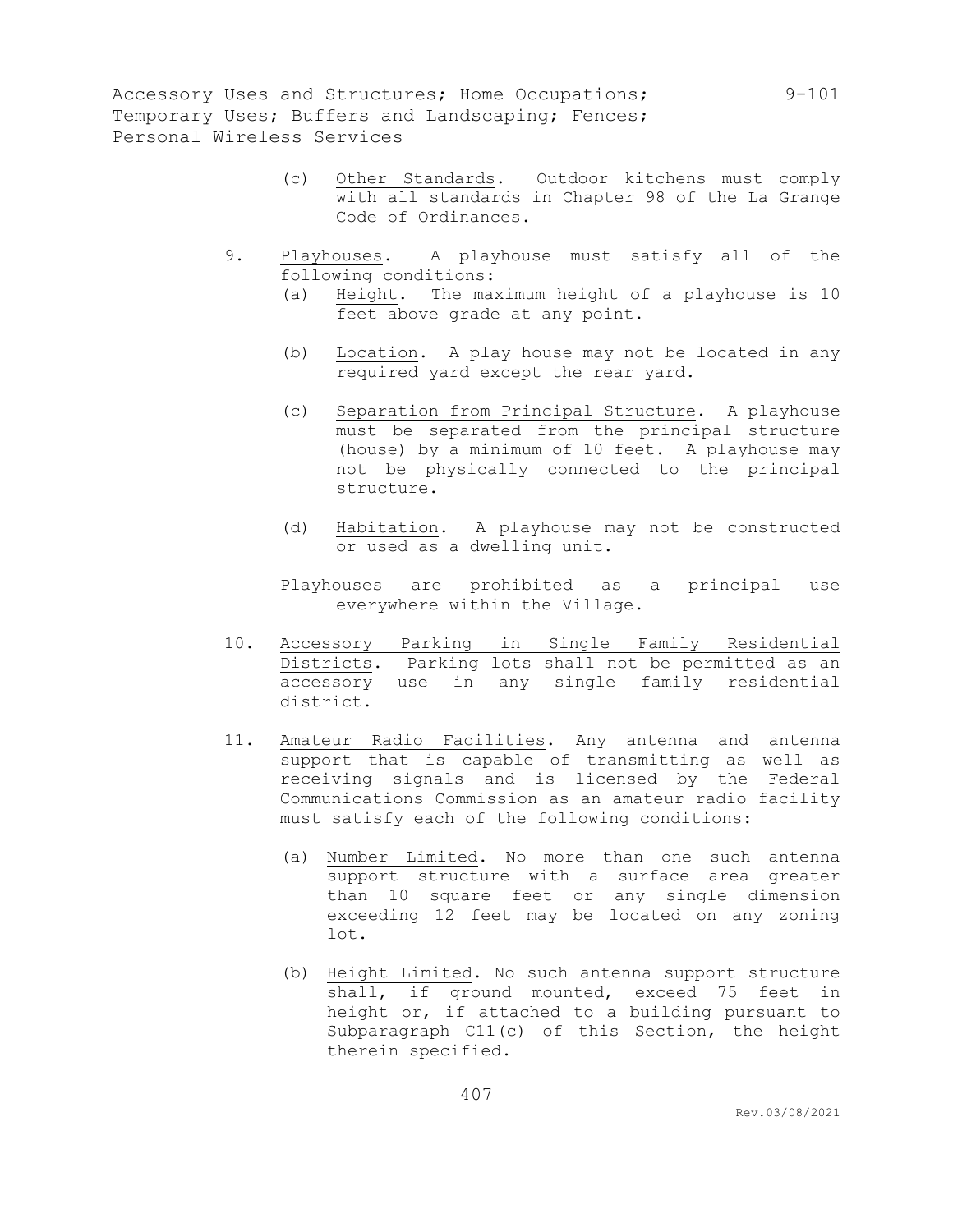(c) Other Standards. Outdoor kitchens must comply with all standards in Chapter 98 of the La Grange Code of Ordinances.

9. Playhouses. A playhouse must satisfy all of the following conditions:

   (a) Height. The maximum height of a playhouse is 10 feet above grade at any point.

   (b) Location. A play house may not be located in any required yard except the rear yard.

   (c) Separation from Principal Structure. A playhouse must be separated from the principal structure (house) by a minimum of 10 feet. A playhouse may not be physically connected to the principal structure.

   (d) Habitation. A playhouse may not be constructed or used as a dwelling unit.

   Playhouses are prohibited as a principal use everywhere within the Village.

10. Accessory Parking in Single Family Residential Districts. Parking lots shall not be permitted as an accessory use in any single family residential district.

11. Amateur Radio Facilities. Any antenna and antenna support that is capable of transmitting as well as receiving signals and is licensed by the Federal Communications Commission as an amateur radio facility must satisfy each of the following conditions:

   (a) Number Limited. No more than one such antenna support structure with a surface area greater than 10 square feet or any single dimension exceeding 12 feet may be located on any zoning lot.

   (b) Height Limited. No such antenna support structure shall, if ground mounted, exceed 75 feet in height or, if attached to a building pursuant to Subparagraph C11(c) of this Section, the height therein specified.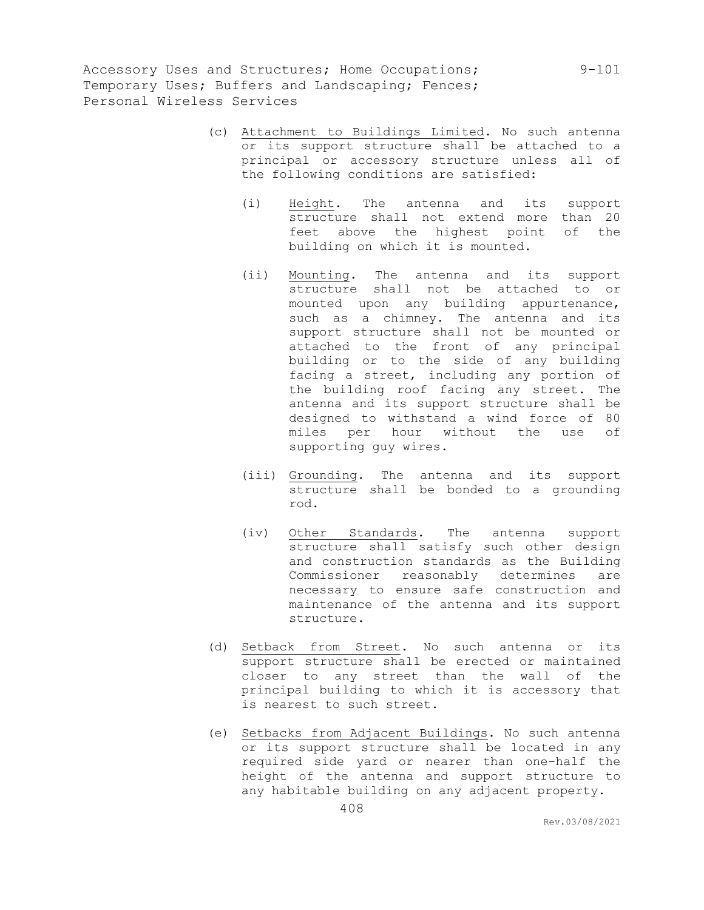(c) Attachment to Buildings Limited. No such antenna or its support structure shall be attached to a principal or accessory structure unless all of the following conditions are satisfied:

   (i) Height. The antenna and its support structure shall not extend more than 20 feet above the highest point of the building on which it is mounted.

   (ii) Mounting. The antenna and its support structure shall not be attached to or mounted upon any building appurtenance, such as a chimney. The antenna and its support structure shall not be mounted or attached to the front of any principal building or to the side of any building facing a street, including any portion of the building roof facing any street. The antenna and its support structure shall be designed to withstand a wind force of 80 miles per hour without the use of supporting guy wires.

   (iii) Grounding. The antenna and its support structure shall be bonded to a grounding rod.

   (iv) Other Standards. The antenna support structure shall satisfy such other design and construction standards as the Building Commissioner reasonably determines are necessary to ensure safe construction and maintenance of the antenna and its support structure.

(d) Setback from Street. No such antenna or its support structure shall be erected or maintained closer to any street than the wall of the principal building to which it is accessory that is nearest to such street.

(e) Setbacks from Adjacent Buildings. No such antenna or its support structure shall be located in any required side yard or nearer than one-half the height of the antenna and support structure to any habitable building on any adjacent property.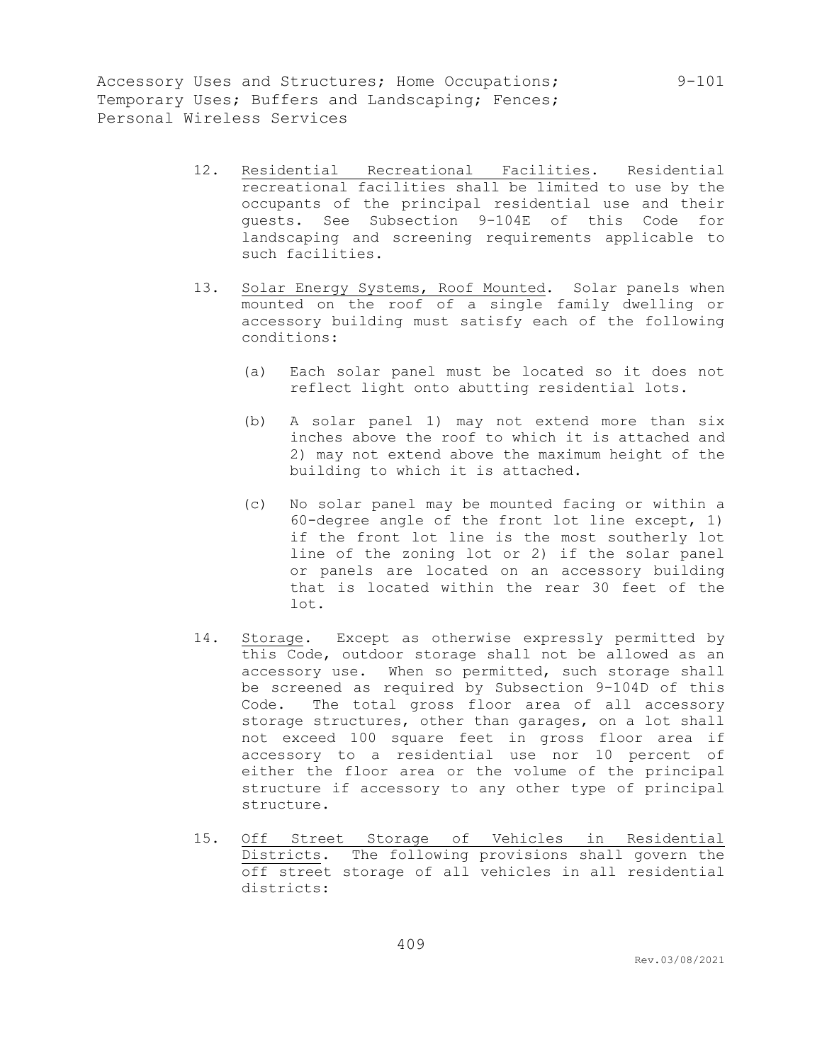12. Residential Recreational Facilities. Residential recreational facilities shall be limited to use by the occupants of the principal residential use and their guests. See Subsection 9-104E of this Code for landscaping and screening requirements applicable to such facilities.

13. Solar Energy Systems, Roof Mounted. Solar panels when mounted on the roof of a single family dwelling or accessory building must satisfy each of the following conditions:

    (a) Each solar panel must be located so it does not reflect light onto abutting residential lots.

    (b) A solar panel 1) may not extend more than six inches above the roof to which it is attached and 2) may not extend above the maximum height of the building to which it is attached.

    (c) No solar panel may be mounted facing or within a 60-degree angle of the front lot line except, 1) if the front lot line is the most southerly lot line of the zoning lot or 2) if the solar panel or panels are located on an accessory building that is located within the rear 30 feet of the lot.

14. Storage. Except as otherwise expressly permitted by this Code, outdoor storage shall not be allowed as an accessory use. When so permitted, such storage shall be screened as required by Subsection 9-104D of this Code. The total gross floor area of all accessory storage structures, other than garages, on a lot shall not exceed 100 square feet in gross floor area if accessory to a residential use nor 10 percent of either the floor area or the volume of the principal structure if accessory to any other type of principal structure.

15. Off Street Storage of Vehicles in Residential Districts. The following provisions shall govern the off street storage of all vehicles in all residential districts: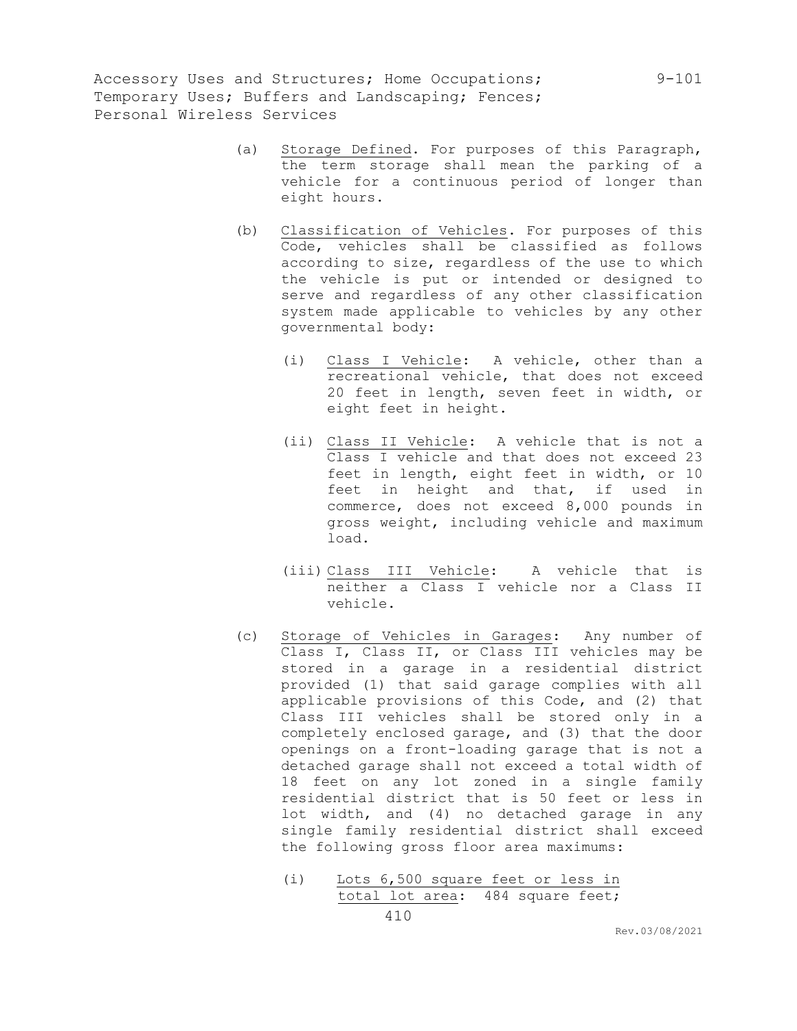(a) Storage Defined. For purposes of this Paragraph, the term storage shall mean the parking of a vehicle for a continuous period of longer than eight hours.

(b) Classification of Vehicles. For purposes of this Code, vehicles shall be classified as follows according to size, regardless of the use to which the vehicle is put or intended or designed to serve and regardless of any other classification system made applicable to vehicles by any other governmental body:

   (i) Class I Vehicle: A vehicle, other than a recreational vehicle, that does not exceed 20 feet in length, seven feet in width, or eight feet in height.

   (ii) Class II Vehicle: A vehicle that is not a Class I vehicle and that does not exceed 23 feet in length, eight feet in width, or 10 feet in height and that, if used in commerce, does not exceed 8,000 pounds in gross weight, including vehicle and maximum load.

   (iii) Class III Vehicle: A vehicle that is neither a Class I vehicle nor a Class II vehicle.

(c) Storage of Vehicles in Garages: Any number of Class I, Class II, or Class III vehicles may be stored in a garage in a residential district provided (1) that said garage complies with all applicable provisions of this Code, and (2) that Class III vehicles shall be stored only in a completely enclosed garage, and (3) that the door openings on a front-loading garage that is not a detached garage shall not exceed a total width of 18 feet on any lot zoned in a single family residential district that is 50 feet or less in lot width, and (4) no detached garage in any single family residential district shall exceed the following gross floor area maximums:

   (i) Lots 6,500 square feet or less in total lot area: 484 square feet;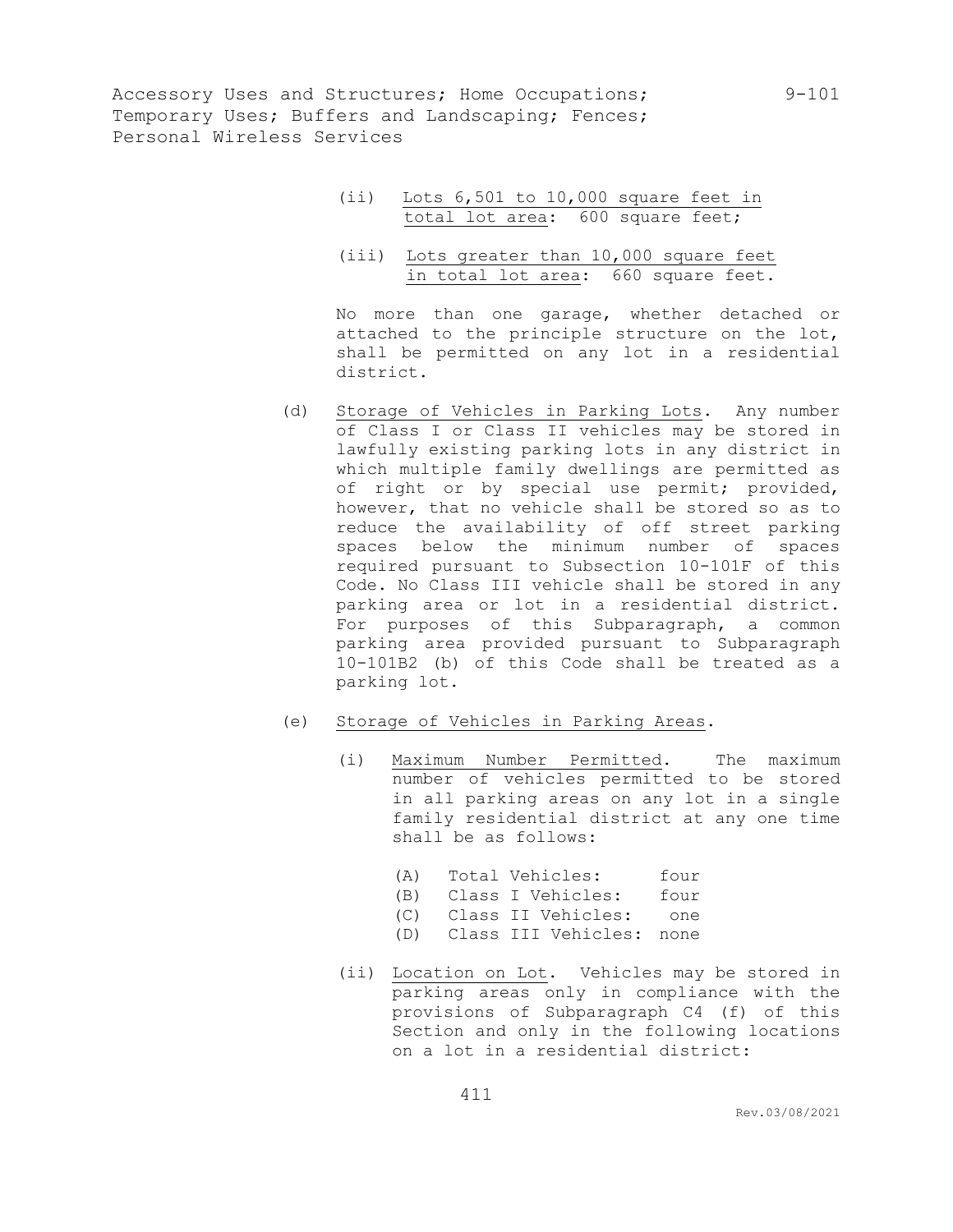(ii) Lots 6,501 to 10,000 square feet in total lot area: 600 square feet;

(iii) Lots greater than 10,000 square feet in total lot area: 660 square feet.

No more than one garage, whether detached or attached to the principle structure on the lot, shall be permitted on any lot in a residential district.

(d) Storage of Vehicles in Parking Lots. Any number of Class I or Class II vehicles may be stored in lawfully existing parking lots in any district in which multiple family dwellings are permitted as of right or by special use permit; provided, however, that no vehicle shall be stored so as to reduce the availability of off street parking spaces below the minimum number of spaces required pursuant to Subsection 10-101F of this Code. No Class III vehicle shall be stored in any parking area or lot in a residential district. For purposes of this Subparagraph, a common parking area provided pursuant to Subparagraph 10-101B2 (b) of this Code shall be treated as a parking lot.

(e) Storage of Vehicles in Parking Areas.

(i) Maximum Number Permitted. The maximum number of vehicles permitted to be stored in all parking areas on any lot in a single family residential district at any one time shall be as follows:

(A) Total Vehicles: four
(B) Class I Vehicles: four
(C) Class II Vehicles: one
(D) Class III Vehicles: none

(ii) Location on Lot. Vehicles may be stored in parking areas only in compliance with the provisions of Subparagraph C4 (f) of this Section and only in the following locations on a lot in a residential district: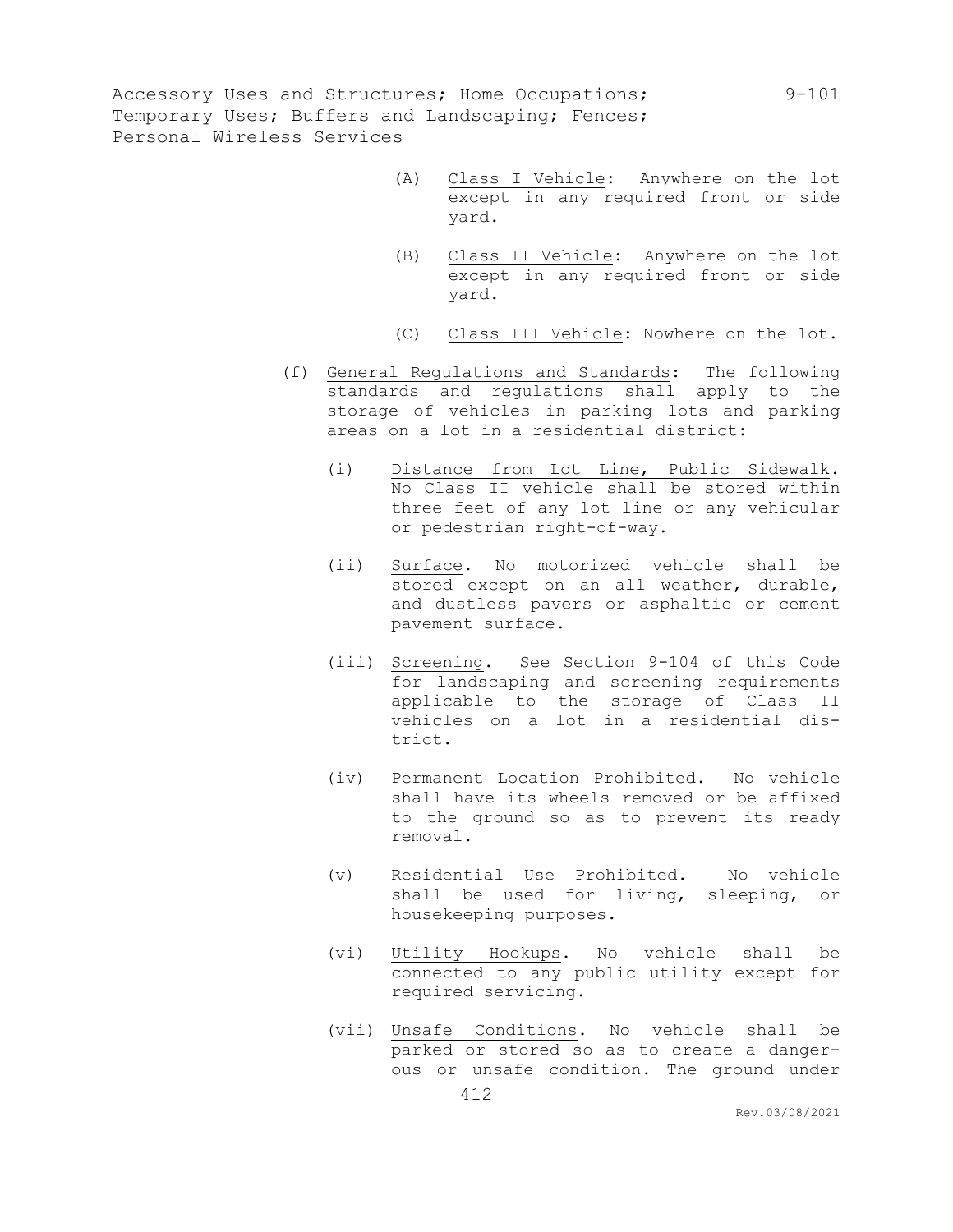(A) Class I Vehicle: Anywhere on the lot except in any required front or side yard.

(B) Class II Vehicle: Anywhere on the lot except in any required front or side yard.

(C) Class III Vehicle: Nowhere on the lot.

(f) General Regulations and Standards: The following standards and regulations shall apply to the storage of vehicles in parking lots and parking areas on a lot in a residential district:

(i) Distance from Lot Line, Public Sidewalk. No Class II vehicle shall be stored within three feet of any lot line or any vehicular or pedestrian right-of-way.

(ii) Surface. No motorized vehicle shall be stored except on an all weather, durable, and dustless pavers or asphaltic or cement pavement surface.

(iii) Screening. See Section 9-104 of this Code for landscaping and screening requirements applicable to the storage of Class II vehicles on a lot in a residential district.

(iv) Permanent Location Prohibited. No vehicle shall have its wheels removed or be affixed to the ground so as to prevent its ready removal.

(v) Residential Use Prohibited. No vehicle shall be used for living, sleeping, or housekeeping purposes.

(vi) Utility Hookups. No vehicle shall be connected to any public utility except for required servicing.

(vii) Unsafe Conditions. No vehicle shall be parked or stored so as to create a dangerous or unsafe condition. The ground under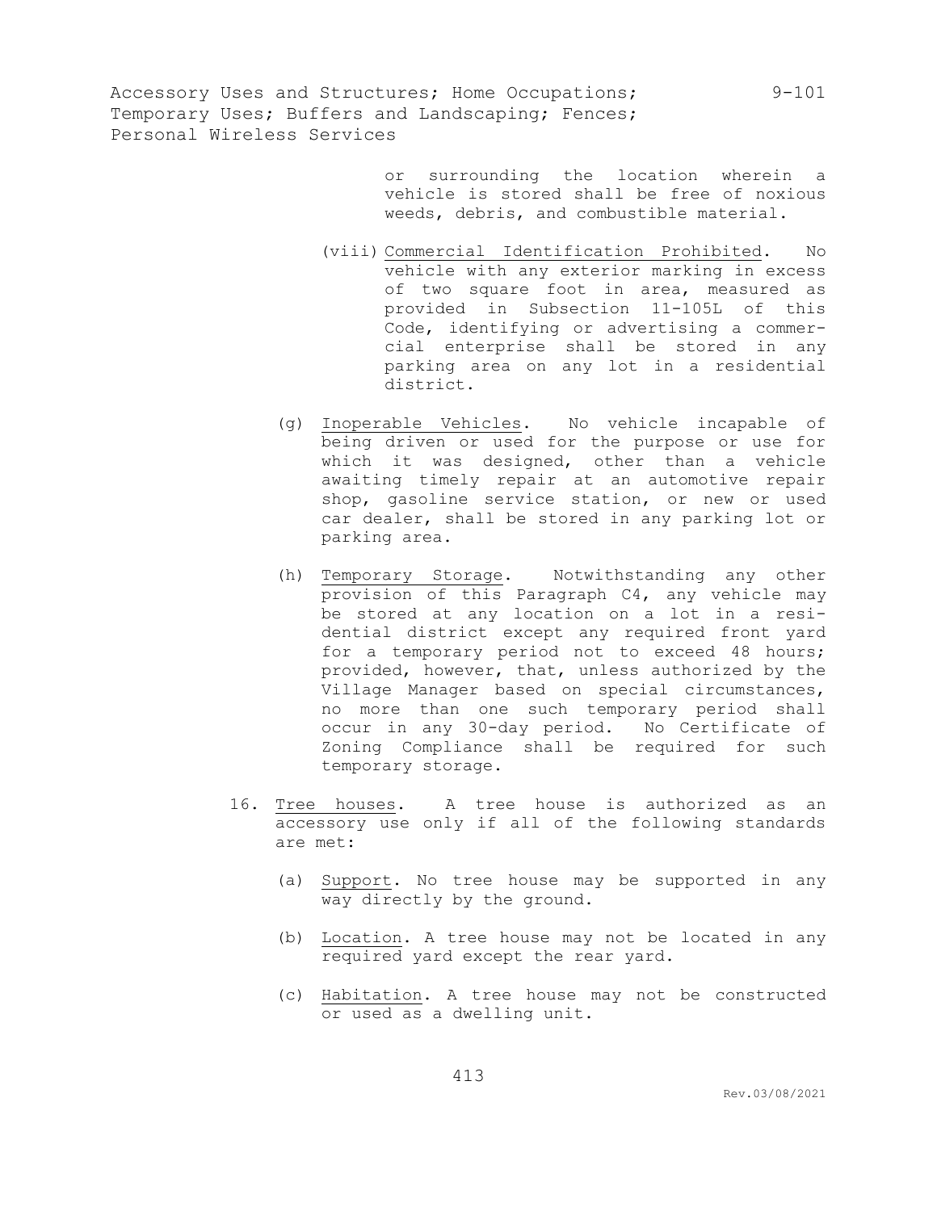or surrounding the location wherein a vehicle is stored shall be free of noxious weeds, debris, and combustible material.

(viii) Commercial Identification Prohibited. No vehicle with any exterior marking in excess of two square foot in area, measured as provided in Subsection 11-105L of this Code, identifying or advertising a commercial enterprise shall be stored in any parking area on any lot in a residential district.

(g) Inoperable Vehicles. No vehicle incapable of being driven or used for the purpose or use for which it was designed, other than a vehicle awaiting timely repair at an automotive repair shop, gasoline service station, or new or used car dealer, shall be stored in any parking lot or parking area.

(h) Temporary Storage. Notwithstanding any other provision of this Paragraph C4, any vehicle may be stored at any location on a lot in a residential district except any required front yard for a temporary period not to exceed 48 hours; provided, however, that, unless authorized by the Village Manager based on special circumstances, no more than one such temporary period shall occur in any 30-day period. No Certificate of Zoning Compliance shall be required for such temporary storage.

16. Tree houses. A tree house is authorized as an accessory use only if all of the following standards are met:

(a) Support. No tree house may be supported in any way directly by the ground.

(b) Location. A tree house may not be located in any required yard except the rear yard.

(c) Habitation. A tree house may not be constructed or used as a dwelling unit.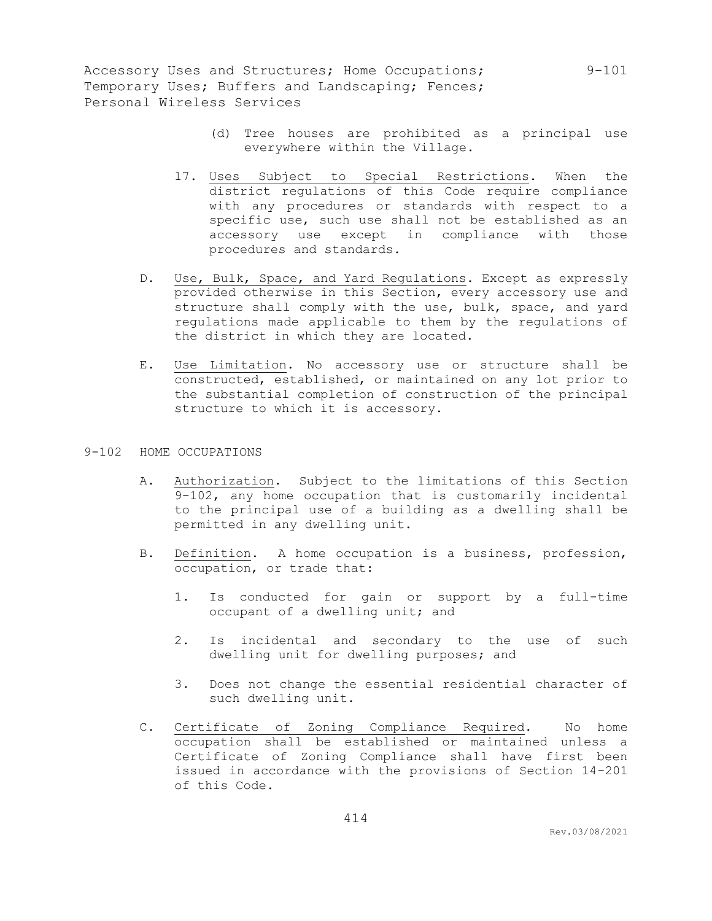(d) Tree houses are prohibited as a principal use everywhere within the Village.

17. Uses Subject to Special Restrictions. When the district regulations of this Code require compliance with any procedures or standards with respect to a specific use, such use shall not be established as an accessory use except in compliance with those procedures and standards.

D. Use, Bulk, Space, and Yard Regulations. Except as expressly provided otherwise in this Section, every accessory use and structure shall comply with the use, bulk, space, and yard regulations made applicable to them by the regulations of the district in which they are located.

E. Use Limitation. No accessory use or structure shall be constructed, established, or maintained on any lot prior to the substantial completion of construction of the principal structure to which it is accessory.

## 9-102 HOME OCCUPATIONS

A. Authorization. Subject to the limitations of this Section 9-102, any home occupation that is customarily incidental to the principal use of a building as a dwelling shall be permitted in any dwelling unit.

B. Definition. A home occupation is a business, profession, occupation, or trade that:

1. Is conducted for gain or support by a full-time occupant of a dwelling unit; and

2. Is incidental and secondary to the use of such dwelling unit for dwelling purposes; and

3. Does not change the essential residential character of such dwelling unit.

C. Certificate of Zoning Compliance Required. No home occupation shall be established or maintained unless a Certificate of Zoning Compliance shall have first been issued in accordance with the provisions of Section 14-201 of this Code.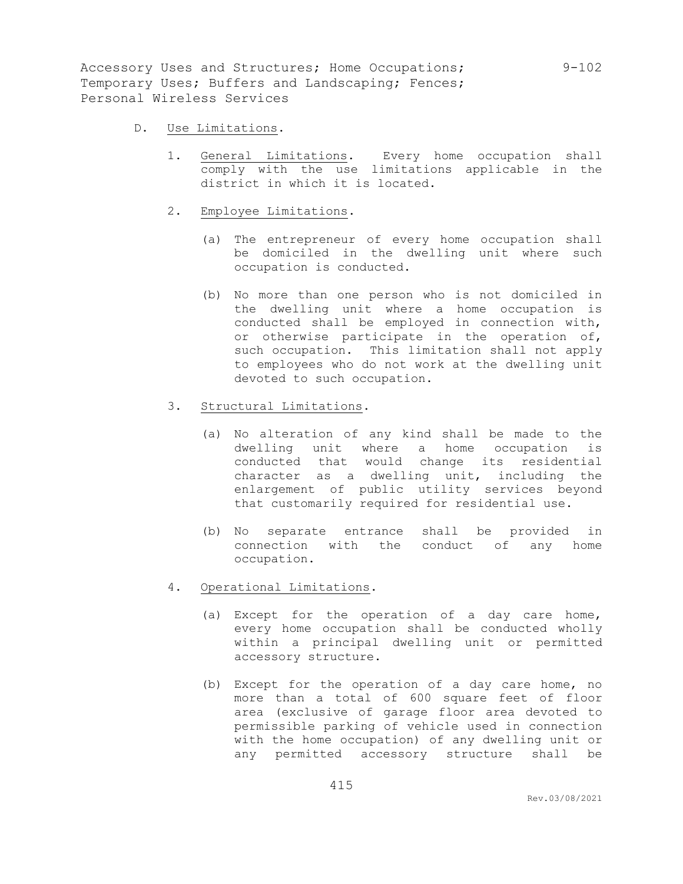D. Use Limitations.

1. Use Limitations. General Limitations. Every home occupation shall comply with the use limitations applicable in the district in which it is located.

2. Employee Limitations.

   (a) The entrepreneur of every home occupation shall be domiciled in the dwelling unit where such occupation is conducted.

   (b) No more than one person who is not domiciled in the dwelling unit where a home occupation is conducted shall be employed in connection with, or otherwise participate in the operation of, such occupation. This limitation shall not apply to employees who do not work at the dwelling unit devoted to such occupation.

3. Structural Limitations.

   (a) No alteration of any kind shall be made to the dwelling unit where a home occupation is conducted that would change its residential character as a dwelling unit, including the enlargement of public utility services beyond that customarily required for residential use.

   (b) No separate entrance shall be provided in connection with the conduct of any home occupation.

4. Operational Limitations.

   (a) Except for the operation of a day care home, every home occupation shall be conducted wholly within a principal dwelling unit or permitted accessory structure.

   (b) Except for the operation of a day care home, no more than a total of 600 square feet of floor area (exclusive of garage floor area devoted to permissible parking of vehicle used in connection with the home occupation) of any dwelling unit or any permitted accessory structure shall be

D. Use Limitations.

1. General Limitations. Every home occupation shall comply with the use limitations applicable in the district in which it is located.

2. Employee Limitations.

   (a) The entrepreneur of every home occupation shall be domiciled in the dwelling unit where such occupation is conducted.

   (b) No more than one person who is not domiciled in the dwelling unit where a home occupation is conducted shall be employed in connection with, or otherwise participate in the operation of, such occupation. This limitation shall not apply to employees who do not work at the dwelling unit devoted to such occupation.

3. Structural Limitations.

   (a) No alteration of any kind shall be made to the dwelling unit where a home occupation is conducted that would change its residential character as a dwelling unit, including the enlargement of public utility services beyond that customarily required for residential use.

   (b) No separate entrance shall be provided in connection with the conduct of any home occupation.

4. Operational Limitations.

   (a) Except for the operation of a day care home, every home occupation shall be conducted wholly within a principal dwelling unit or permitted accessory structure.

   (b) Except for the operation of a day care home, no more than a total of 600 square feet of floor area (exclusive of garage floor area devoted to permissible parking of vehicle used in connection with the home occupation) of any dwelling unit or any permitted accessory structure shall be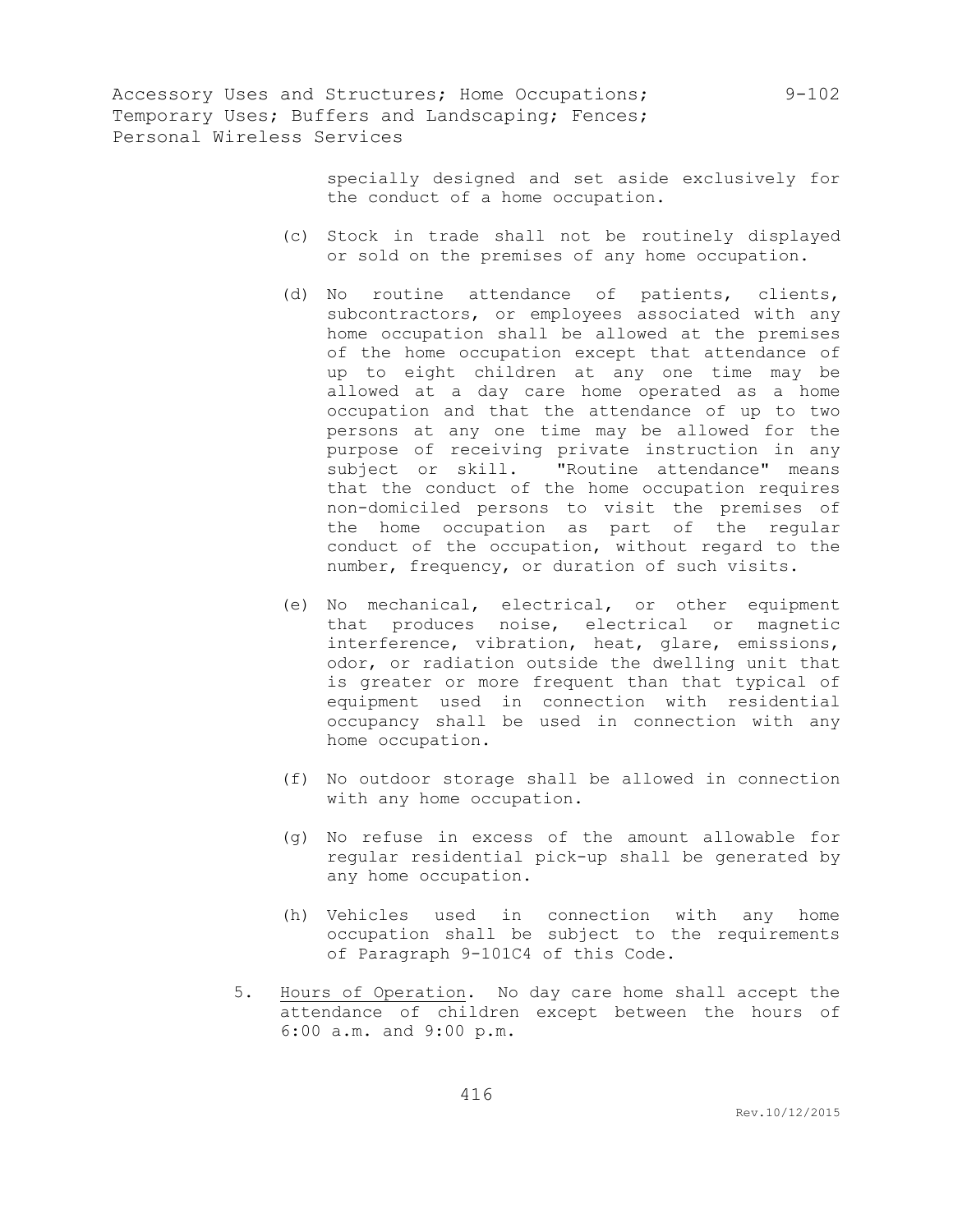specially designed and set aside exclusively for the conduct of a home occupation.

(c) Stock in trade shall not be routinely displayed or sold on the premises of any home occupation.

(d) No routine attendance of patients, clients, subcontractors, or employees associated with any home occupation shall be allowed at the premises of the home occupation except that attendance of up to eight children at any one time may be allowed at a day care home operated as a home occupation and that the attendance of up to two persons at any one time may be allowed for the purpose of receiving private instruction in any subject or skill. "Routine attendance" means that the conduct of the home occupation requires non-domiciled persons to visit the premises of the home occupation as part of the regular conduct of the occupation, without regard to the number, frequency, or duration of such visits.

(e) No mechanical, electrical, or other equipment that produces noise, electrical or magnetic interference, vibration, heat, glare, emissions, odor, or radiation outside the dwelling unit that is greater or more frequent than that typical of equipment used in connection with residential occupancy shall be used in connection with any home occupation.

(f) No outdoor storage shall be allowed in connection with any home occupation.

(g) No refuse in excess of the amount allowable for regular residential pick-up shall be generated by any home occupation.

(h) Vehicles used in connection with any home occupation shall be subject to the requirements of Paragraph 9-101C4 of this Code.

5. <u>Hours of Operation</u>. No day care home shall accept the attendance of children except between the hours of 6:00 a.m. and 9:00 p.m.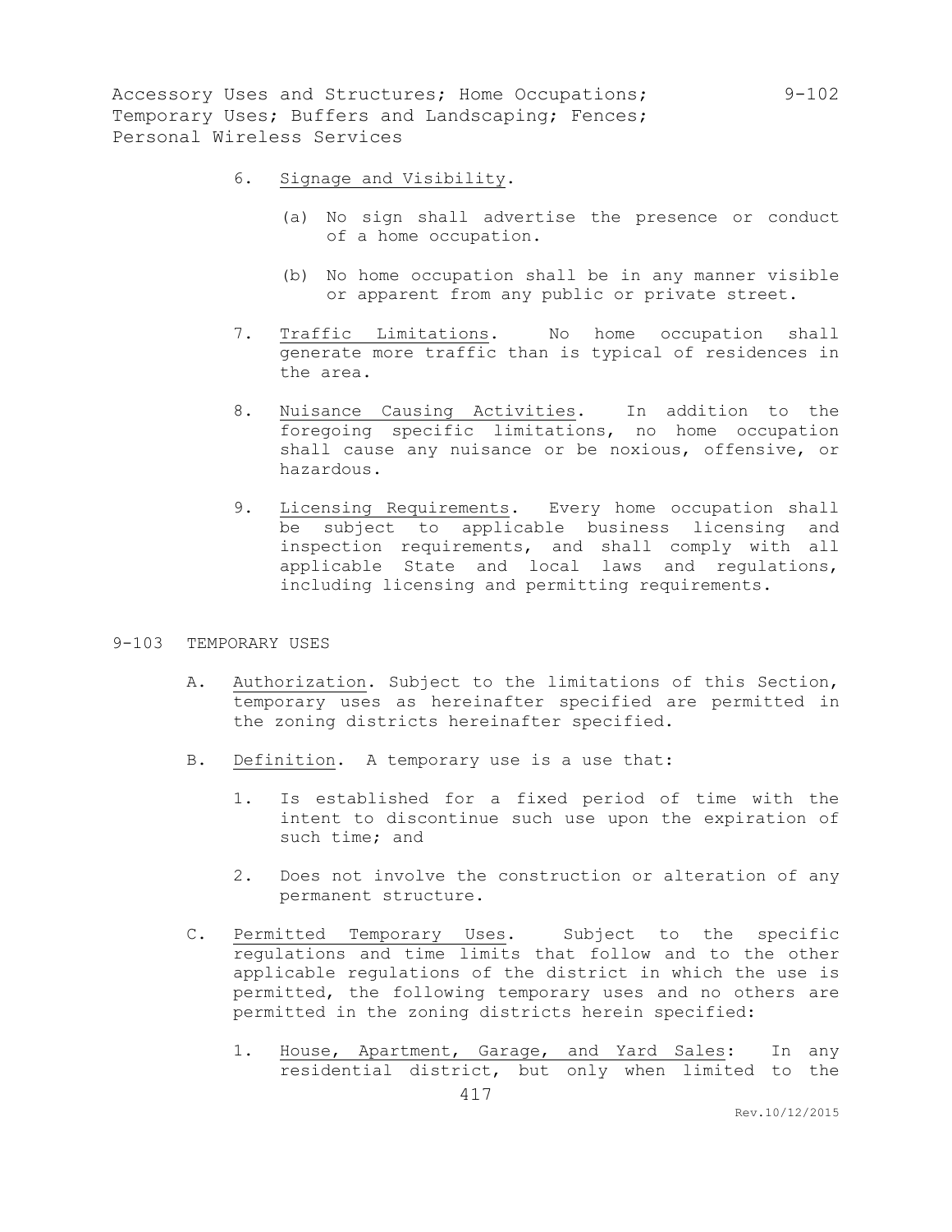6. Signage and Visibility.

    (a) No sign shall advertise the presence or conduct of a home occupation.

    (b) No home occupation shall be in any manner visible or apparent from any public or private street.

7. Traffic Limitations. No home occupation shall generate more traffic than is typical of residences in the area.

8. Nuisance Causing Activities. In addition to the foregoing specific limitations, no home occupation shall cause any nuisance or be noxious, offensive, or hazardous.

9. Licensing Requirements. Every home occupation shall be subject to applicable business licensing and inspection requirements, and shall comply with all applicable State and local laws and regulations, including licensing and permitting requirements.

## 9-103 TEMPORARY USES

A. Authorization. Subject to the limitations of this Section, temporary uses as hereinafter specified are permitted in the zoning districts hereinafter specified.

B. Definition. A temporary use is a use that:

   1. Is established for a fixed period of time with the intent to discontinue such use upon the expiration of such time; and

   2. Does not involve the construction or alteration of any permanent structure.

C. Permitted Temporary Uses. Subject to the specific regulations and time limits that follow and to the other applicable regulations of the district in which the use is permitted, the following temporary uses and no others are permitted in the zoning districts herein specified:

   1. House, Apartment, Garage, and Yard Sales: In any residential district, but only when limited to the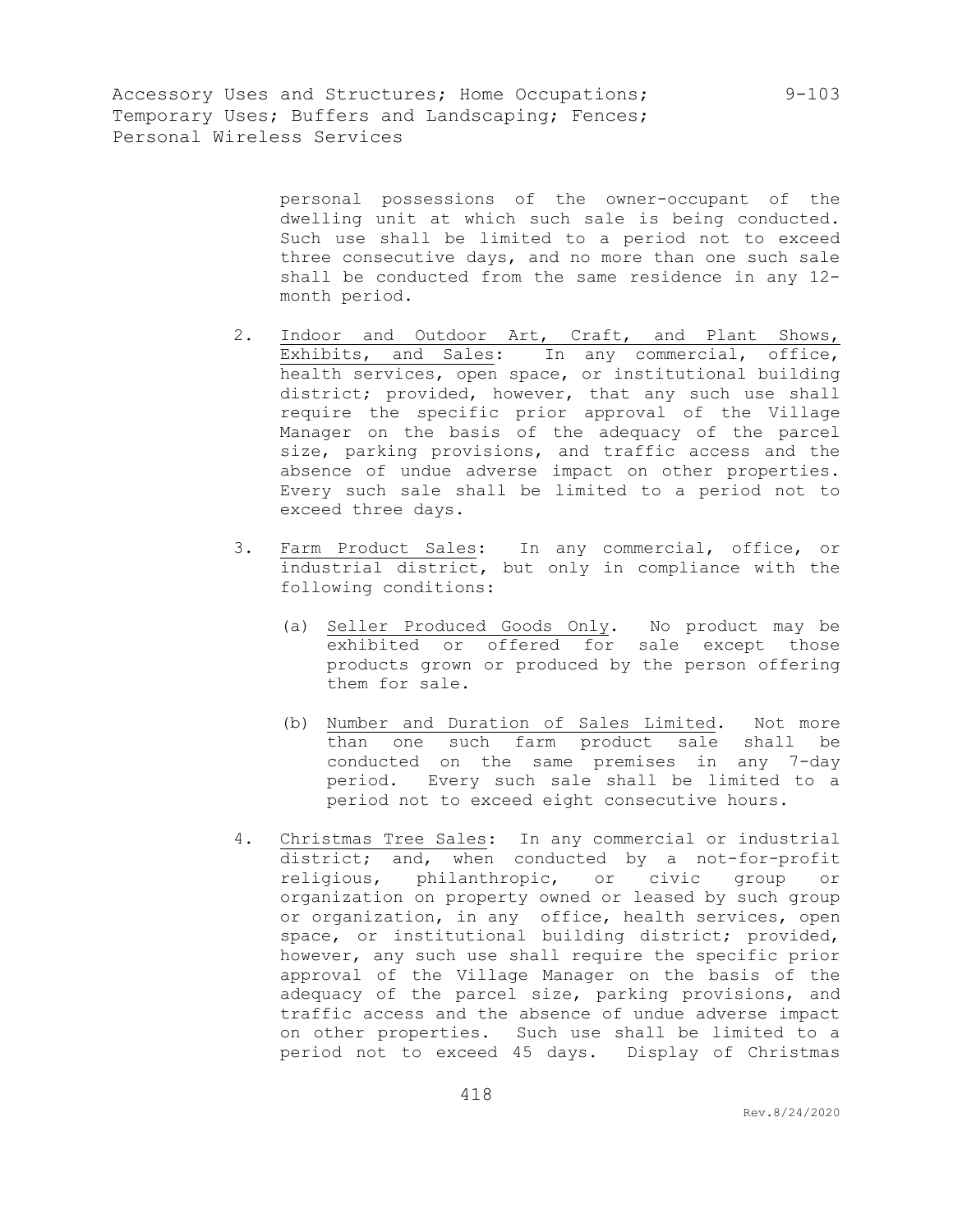personal possessions of the owner-occupant of the dwelling unit at which such sale is being conducted. Such use shall be limited to a period not to exceed three consecutive days, and no more than one such sale shall be conducted from the same residence in any 12-month period.

2. Indoor and Outdoor Art, Craft, and Plant Shows, Exhibits, and Sales: In any commercial, office, health services, open space, or institutional building district; provided, however, that any such use shall require the specific prior approval of the Village Manager on the basis of the adequacy of the parcel size, parking provisions, and traffic access and the absence of undue adverse impact on other properties. Every such sale shall be limited to a period not to exceed three days.

3. Farm Product Sales: In any commercial, office, or industrial district, but only in compliance with the following conditions:

   (a) Seller Produced Goods Only. No product may be exhibited or offered for sale except those products grown or produced by the person offering them for sale.

   (b) Number and Duration of Sales Limited. Not more than one such farm product sale shall be conducted on the same premises in any 7-day period. Every such sale shall be limited to a period not to exceed eight consecutive hours.

4. Christmas Tree Sales: In any commercial or industrial district; and, when conducted by a not-for-profit religious, philanthropic, or civic group or organization on property owned or leased by such group or organization, in any office, health services, open space, or institutional building district; provided, however, any such use shall require the specific prior approval of the Village Manager on the basis of the adequacy of the parcel size, parking provisions, and traffic access and the absence of undue adverse impact on other properties. Such use shall be limited to a period not to exceed 45 days. Display of Christmas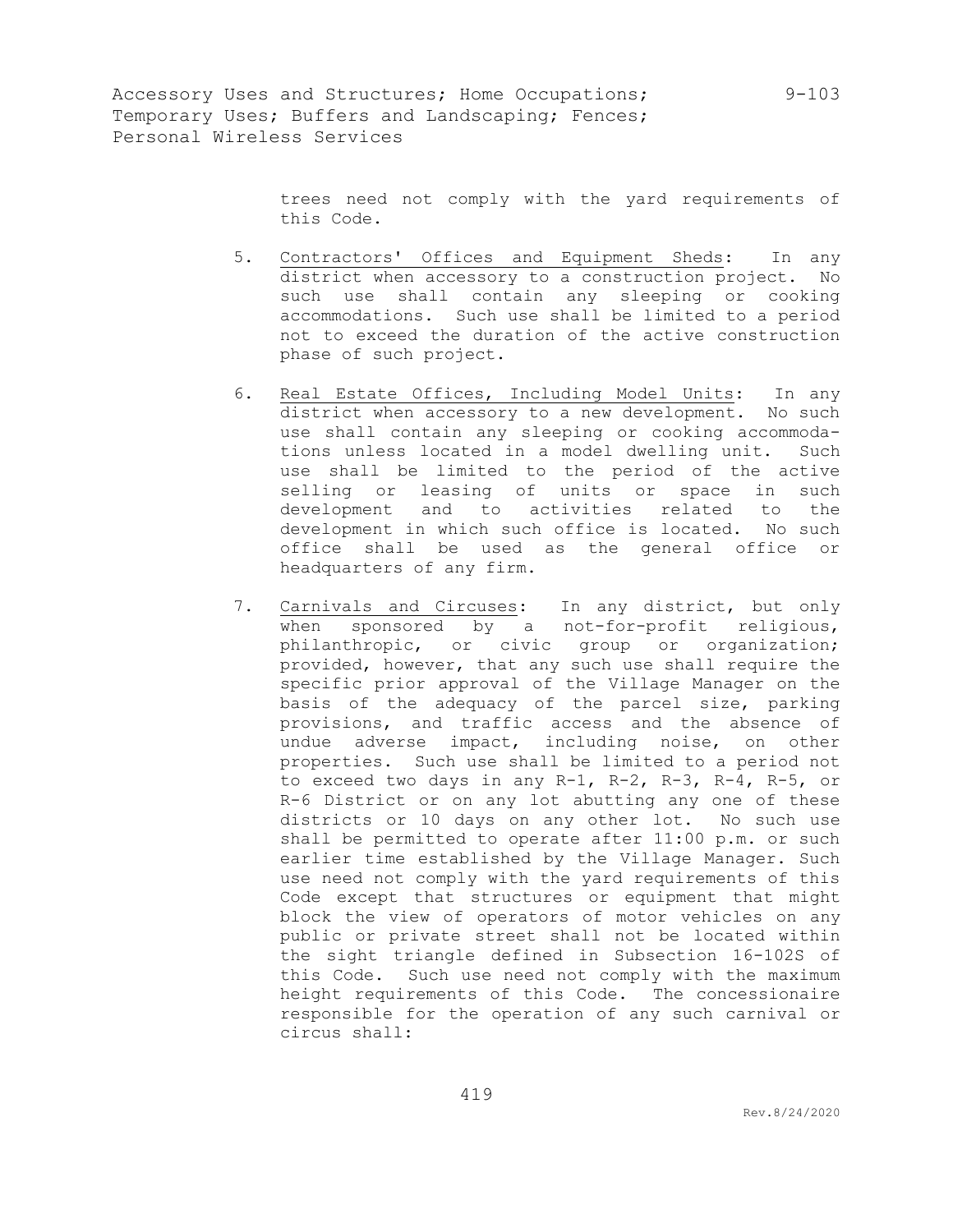trees need not comply with the yard requirements of this Code.

5. Contractors' Offices and Equipment Sheds: In any district when accessory to a construction project. No such use shall contain any sleeping or cooking accommodations. Such use shall be limited to a period not to exceed the duration of the active construction phase of such project.

6. Real Estate Offices, Including Model Units: In any district when accessory to a new development. No such use shall contain any sleeping or cooking accommodations unless located in a model dwelling unit. Such use shall be limited to the period of the active selling or leasing of units or space in such development and to activities related to the development in which such office is located. No such office shall be used as the general office or headquarters of any firm.

7. Carnivals and Circuses: In any district, but only when sponsored by a not-for-profit religious, philanthropic, or civic group or organization; provided, however, that any such use shall require the specific prior approval of the Village Manager on the basis of the adequacy of the parcel size, parking provisions, and traffic access and the absence of undue adverse impact, including noise, on other properties. Such use shall be limited to a period not to exceed two days in any R-1, R-2, R-3, R-4, R-5, or R-6 District or on any lot abutting any one of these districts or 10 days on any other lot. No such use shall be permitted to operate after 11:00 p.m. or such earlier time established by the Village Manager. Such use need not comply with the yard requirements of this Code except that structures or equipment that might block the view of operators of motor vehicles on any public or private street shall not be located within the sight triangle defined in Subsection 16-102S of this Code. Such use need not comply with the maximum height requirements of this Code. The concessionaire responsible for the operation of any such carnival or circus shall: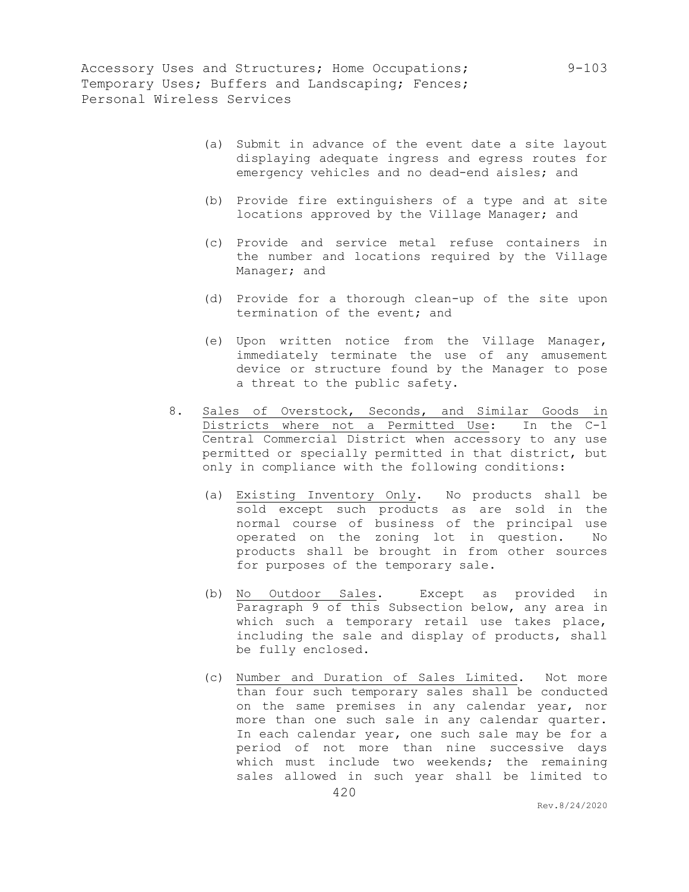(a) Submit in advance of the event date a site layout displaying adequate ingress and egress routes for emergency vehicles and no dead-end aisles; and

(b) Provide fire extinguishers of a type and at site locations approved by the Village Manager; and

(c) Provide and service metal refuse containers in the number and locations required by the Village Manager; and

(d) Provide for a thorough clean-up of the site upon termination of the event; and

(e) Upon written notice from the Village Manager, immediately terminate the use of any amusement device or structure found by the Manager to pose a threat to the public safety.

8. Sales of Overstock, Seconds, and Similar Goods in Districts where not a Permitted Use: In the C-1 Central Commercial District when accessory to any use permitted or specially permitted in that district, but only in compliance with the following conditions:

   (a) Existing Inventory Only. No products shall be sold except such products as are sold in the normal course of business of the principal use operated on the zoning lot in question. No products shall be brought in from other sources for purposes of the temporary sale.

   (b) No Outdoor Sales. Except as provided in Paragraph 9 of this Subsection below, any area in which such a temporary retail use takes place, including the sale and display of products, shall be fully enclosed.

   (c) Number and Duration of Sales Limited. Not more than four such temporary sales shall be conducted on the same premises in any calendar year, nor more than one such sale in any calendar quarter. In each calendar year, one such sale may be for a period of not more than nine successive days which must include two weekends; the remaining sales allowed in such year shall be limited to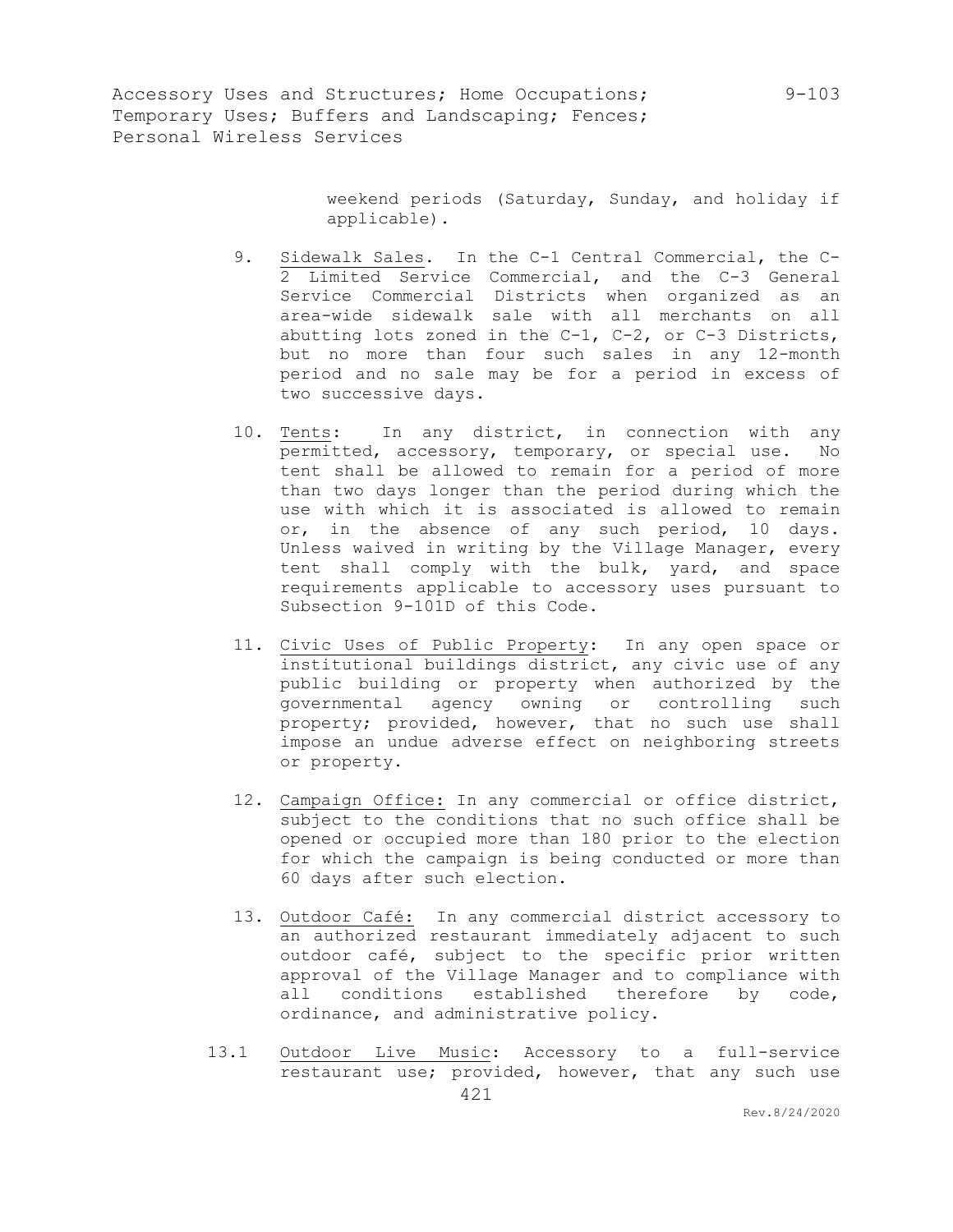weekend periods (Saturday, Sunday, and holiday if applicable).

9. Sidewalk Sales. In the C-1 Central Commercial, the C-2 Limited Service Commercial, and the C-3 General Service Commercial Districts when organized as an area-wide sidewalk sale with all merchants on all abutting lots zoned in the C-1, C-2, or C-3 Districts, but no more than four such sales in any 12-month period and no sale may be for a period in excess of two successive days.

10. Tents: In any district, in connection with any permitted, accessory, temporary, or special use. No tent shall be allowed to remain for a period of more than two days longer than the period during which the use with which it is associated is allowed to remain or, in the absence of any such period, 10 days. Unless waived in writing by the Village Manager, every tent shall comply with the bulk, yard, and space requirements applicable to accessory uses pursuant to Subsection 9-101D of this Code.

11. Civic Uses of Public Property: In any open space or institutional buildings district, any civic use of any public building or property when authorized by the governmental agency owning or controlling such property; provided, however, that no such use shall impose an undue adverse effect on neighboring streets or property.

12. Campaign Office: In any commercial or office district, subject to the conditions that no such office shall be opened or occupied more than 180 prior to the election for which the campaign is being conducted or more than 60 days after such election.

13. Outdoor Café: In any commercial district accessory to an authorized restaurant immediately adjacent to such outdoor café, subject to the specific prior written approval of the Village Manager and to compliance with all conditions established therefore by code, ordinance, and administrative policy.

13.1 Outdoor Live Music: Accessory to a full-service restaurant use; provided, however, that any such use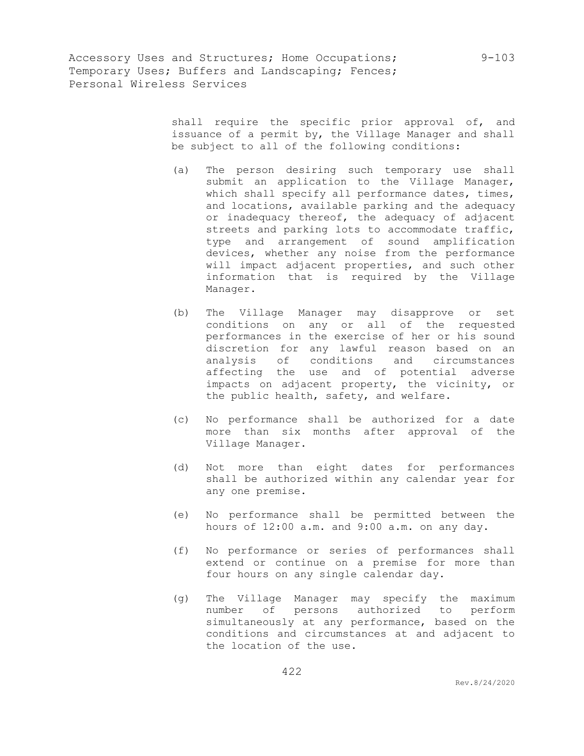shall require the specific prior approval of, and issuance of a permit by, the Village Manager and shall be subject to all of the following conditions:

(a) The person desiring such temporary use shall submit an application to the Village Manager, which shall specify all performance dates, times, and locations, available parking and the adequacy or inadequacy thereof, the adequacy of adjacent streets and parking lots to accommodate traffic, type and arrangement of sound amplification devices, whether any noise from the performance will impact adjacent properties, and such other information that is required by the Village Manager.

(b) The Village Manager may disapprove or set conditions on any or all of the requested performances in the exercise of her or his sound discretion for any lawful reason based on an analysis of conditions and circumstances affecting the use and of potential adverse impacts on adjacent property, the vicinity, or the public health, safety, and welfare.

(c) No performance shall be authorized for a date more than six months after approval of the Village Manager.

(d) Not more than eight dates for performances shall be authorized within any calendar year for any one premise.

(e) No performance shall be permitted between the hours of 12:00 a.m. and 9:00 a.m. on any day.

(f) No performance or series of performances shall extend or continue on a premise for more than four hours on any single calendar day.

(g) The Village Manager may specify the maximum number of persons authorized to perform simultaneously at any performance, based on the conditions and circumstances at and adjacent to the location of the use.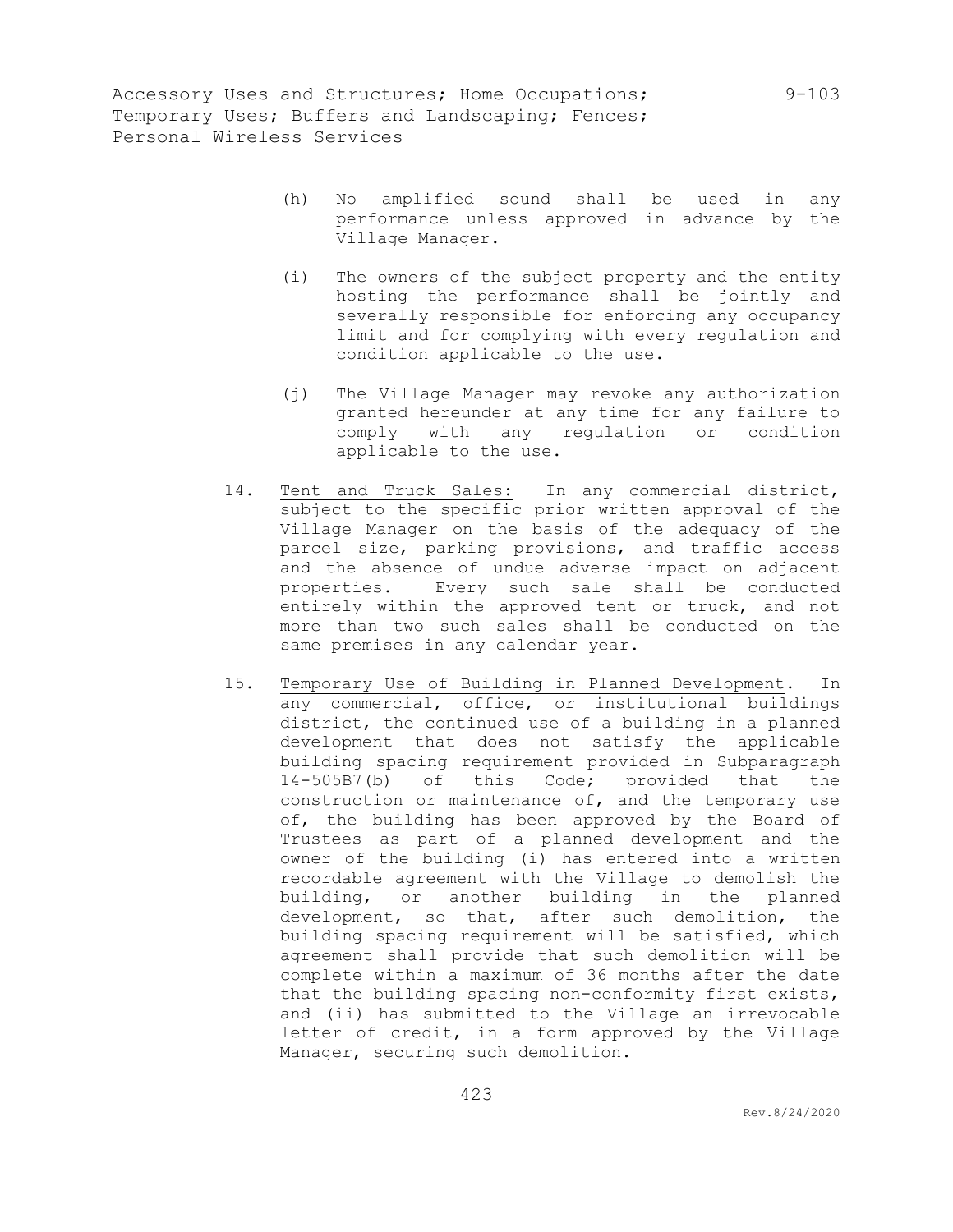(h) No amplified sound shall be used in any performance unless approved in advance by the Village Manager.

(i) The owners of the subject property and the entity hosting the performance shall be jointly and severally responsible for enforcing any occupancy limit and for complying with every regulation and condition applicable to the use.

(j) The Village Manager may revoke any authorization granted hereunder at any time for any failure to comply with any regulation or condition applicable to the use.

14. Tent and Truck Sales: In any commercial district, subject to the specific prior written approval of the Village Manager on the basis of the adequacy of the parcel size, parking provisions, and traffic access and the absence of undue adverse impact on adjacent properties. Every such sale shall be conducted entirely within the approved tent or truck, and not more than two such sales shall be conducted on the same premises in any calendar year.

15. Temporary Use of Building in Planned Development. In any commercial, office, or institutional buildings district, the continued use of a building in a planned development that does not satisfy the applicable building spacing requirement provided in Subparagraph 14-505B7(b) of this Code; provided that the construction or maintenance of, and the temporary use of, the building has been approved by the Board of Trustees as part of a planned development and the owner of the building (i) has entered into a written recordable agreement with the Village to demolish the building, or another building in the planned development, so that, after such demolition, the building spacing requirement will be satisfied, which agreement shall provide that such demolition will be complete within a maximum of 36 months after the date that the building spacing non-conformity first exists, and (ii) has submitted to the Village an irrevocable letter of credit, in a form approved by the Village Manager, securing such demolition.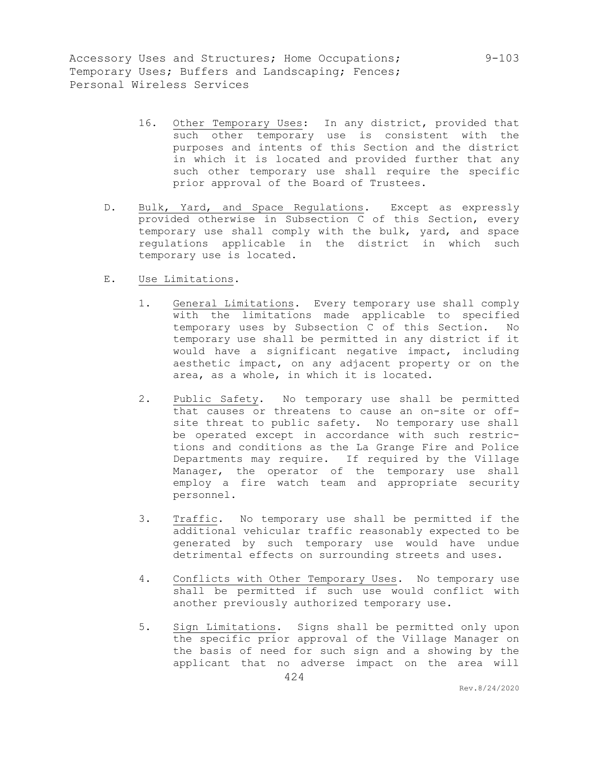16. Other Temporary Uses: In any district, provided that such other temporary use is consistent with the purposes and intents of this Section and the district in which it is located and provided further that any such other temporary use shall require the specific prior approval of the Board of Trustees.

D. Bulk, Yard, and Space Regulations. Except as expressly provided otherwise in Subsection C of this Section, every temporary use shall comply with the bulk, yard, and space regulations applicable in the district in which such temporary use is located.

E. Use Limitations.

1. General Limitations. Every temporary use shall comply with the limitations made applicable to specified temporary uses by Subsection C of this Section. No temporary use shall be permitted in any district if it would have a significant negative impact, including aesthetic impact, on any adjacent property or on the area, as a whole, in which it is located.

2. Public Safety. No temporary use shall be permitted that causes or threatens to cause an on-site or off-site threat to public safety. No temporary use shall be operated except in accordance with such restrictions and conditions as the La Grange Fire and Police Departments may require. If required by the Village Manager, the operator of the temporary use shall employ a fire watch team and appropriate security personnel.

3. Traffic. No temporary use shall be permitted if the additional vehicular traffic reasonably expected to be generated by such temporary use would have undue detrimental effects on surrounding streets and uses.

4. Conflicts with Other Temporary Uses. No temporary use shall be permitted if such use would conflict with another previously authorized temporary use.

5. Sign Limitations. Signs shall be permitted only upon the specific prior approval of the Village Manager on the basis of need for such sign and a showing by the applicant that no adverse impact on the area will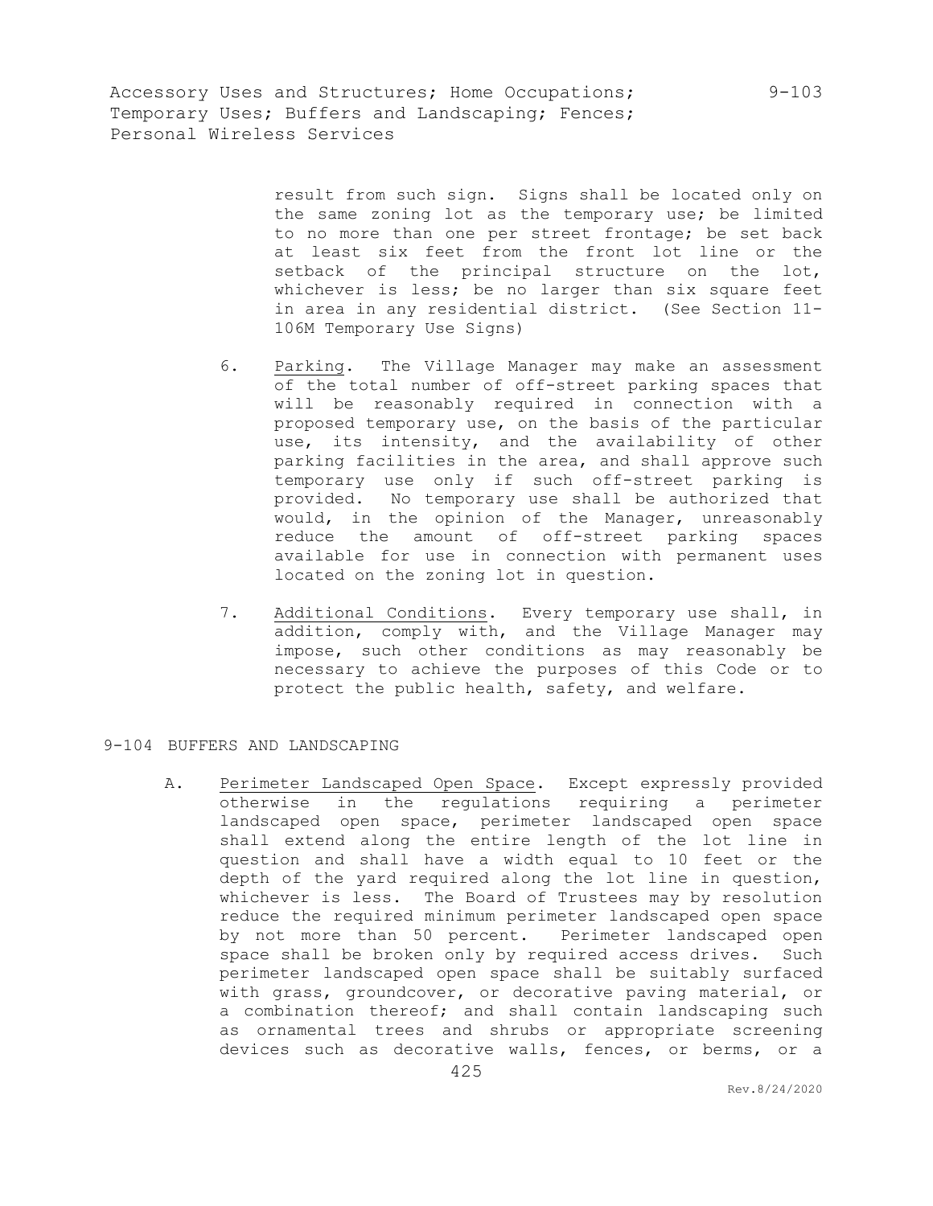result from such sign. Signs shall be located only on the same zoning lot as the temporary use; be limited to no more than one per street frontage; be set back at least six feet from the front lot line or the setback of the principal structure on the lot, whichever is less; be no larger than six square feet in area in any residential district. (See Section 11-106M Temporary Use Signs)

6. Parking. The Village Manager may make an assessment of the total number of off-street parking spaces that will be reasonably required in connection with a proposed temporary use, on the basis of the particular use, its intensity, and the availability of other parking facilities in the area, and shall approve such temporary use only if such off-street parking is provided. No temporary use shall be authorized that would, in the opinion of the Manager, unreasonably reduce the amount of off-street parking spaces available for use in connection with permanent uses located on the zoning lot in question.

7. Additional Conditions. Every temporary use shall, in addition, comply with, and the Village Manager may impose, such other conditions as may reasonably be necessary to achieve the purposes of this Code or to protect the public health, safety, and welfare.

## 9-104 BUFFERS AND LANDSCAPING

A. Perimeter Landscaped Open Space. Except expressly provided otherwise in the regulations requiring a perimeter landscaped open space, perimeter landscaped open space shall extend along the entire length of the lot line in question and shall have a width equal to 10 feet or the depth of the yard required along the lot line in question, whichever is less. The Board of Trustees may by resolution reduce the required minimum perimeter landscaped open space by not more than 50 percent. Perimeter landscaped open space shall be broken only by required access drives. Such perimeter landscaped open space shall be suitably surfaced with grass, groundcover, or decorative paving material, or a combination thereof; and shall contain landscaping such as ornamental trees and shrubs or appropriate screening devices such as decorative walls, fences, or berms, or a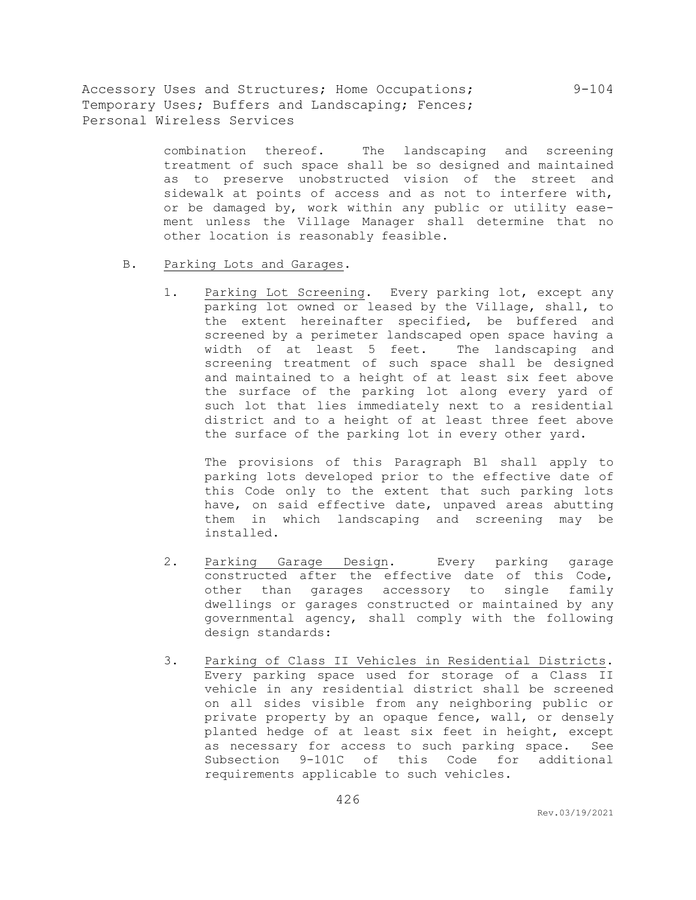combination thereof. The landscaping and screening treatment of such space shall be so designed and maintained as to preserve unobstructed vision of the street and sidewalk at points of access and as not to interfere with, or be damaged by, work within any public or utility easement unless the Village Manager shall determine that no other location is reasonably feasible.

B. Parking Lots and Garages.

1. Parking Lot Screening. Every parking lot, except any parking lot owned or leased by the Village, shall, to the extent hereinafter specified, be buffered and screened by a perimeter landscaped open space having a width of at least 5 feet. The landscaping and screening treatment of such space shall be designed and maintained to a height of at least six feet above the surface of the parking lot along every yard of such lot that lies immediately next to a residential district and to a height of at least three feet above the surface of the parking lot in every other yard.

   The provisions of this Paragraph B1 shall apply to parking lots developed prior to the effective date of this Code only to the extent that such parking lots have, on said effective date, unpaved areas abutting them in which landscaping and screening may be installed.

2. Parking Garage Design. Every parking garage constructed after the effective date of this Code, other than garages accessory to single family dwellings or garages constructed or maintained by any governmental agency, shall comply with the following design standards:

3. Parking of Class II Vehicles in Residential Districts. Every parking space used for storage of a Class II vehicle in any residential district shall be screened on all sides visible from any neighboring public or private property by an opaque fence, wall, or densely planted hedge of at least six feet in height, except as necessary for access to such parking space. See Subsection 9-101C of this Code for additional requirements applicable to such vehicles.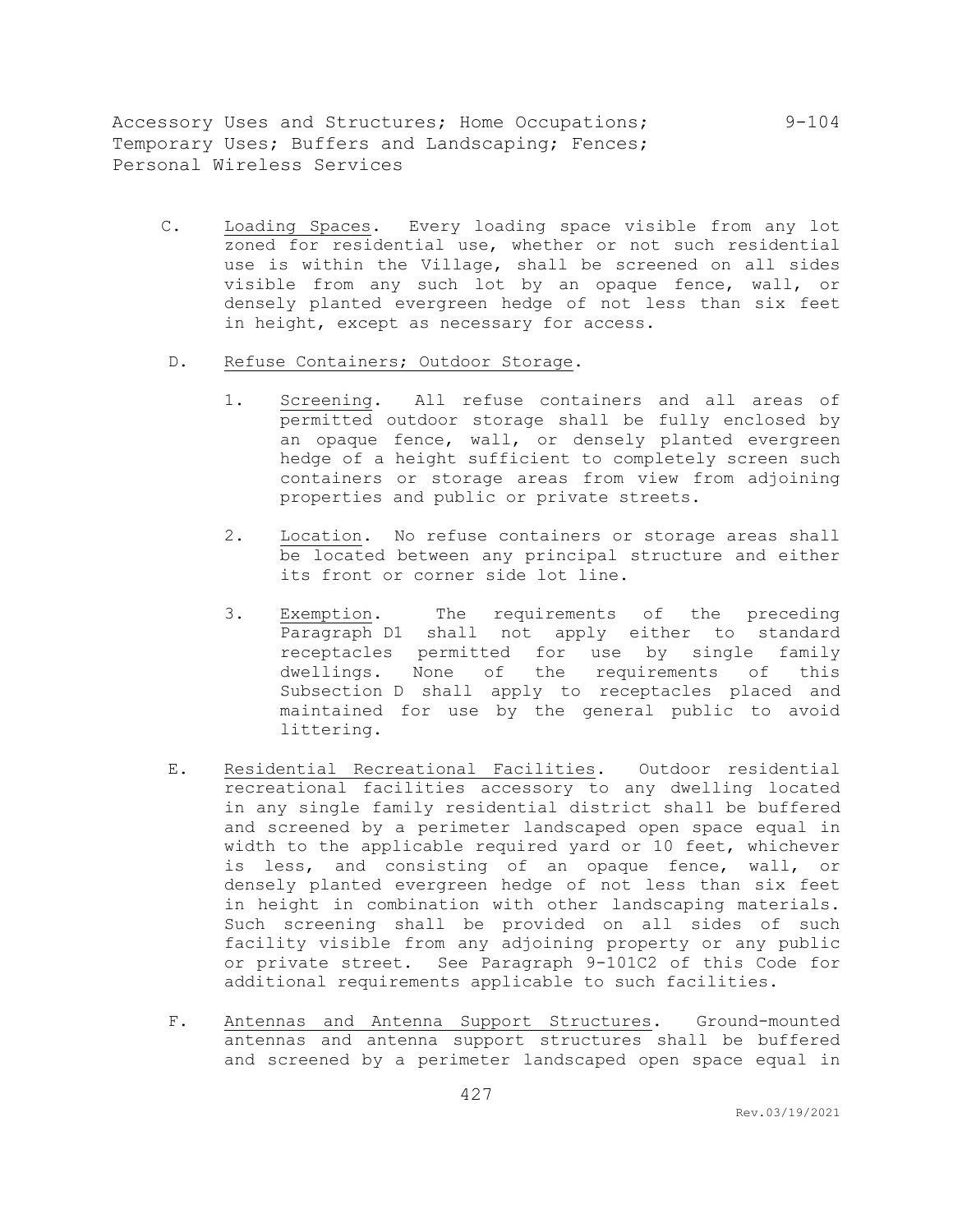C. Loading Spaces. Every loading space visible from any lot zoned for residential use, whether or not such residential use is within the Village, shall be screened on all sides visible from any such lot by an opaque fence, wall, or densely planted evergreen hedge of not less than six feet in height, except as necessary for access.

D. Refuse Containers; Outdoor Storage.

1. Screening. All refuse containers and all areas of permitted outdoor storage shall be fully enclosed by an opaque fence, wall, or densely planted evergreen hedge of a height sufficient to completely screen such containers or storage areas from view from adjoining properties and public or private streets.

2. Location. No refuse containers or storage areas shall be located between any principal structure and either its front or corner side lot line.

3. Exemption. The requirements of the preceding Paragraph D1 shall not apply either to standard receptacles permitted for use by single family dwellings. None of the requirements of this Subsection D shall apply to receptacles placed and maintained for use by the general public to avoid littering.

E. Residential Recreational Facilities. Outdoor residential recreational facilities accessory to any dwelling located in any single family residential district shall be buffered and screened by a perimeter landscaped open space equal in width to the applicable required yard or 10 feet, whichever is less, and consisting of an opaque fence, wall, or densely planted evergreen hedge of not less than six feet in height in combination with other landscaping materials. Such screening shall be provided on all sides of such facility visible from any adjoining property or any public or private street. See Paragraph 9-101C2 of this Code for additional requirements applicable to such facilities.

F. Antennas and Antenna Support Structures. Ground-mounted antennas and antenna support structures shall be buffered and screened by a perimeter landscaped open space equal in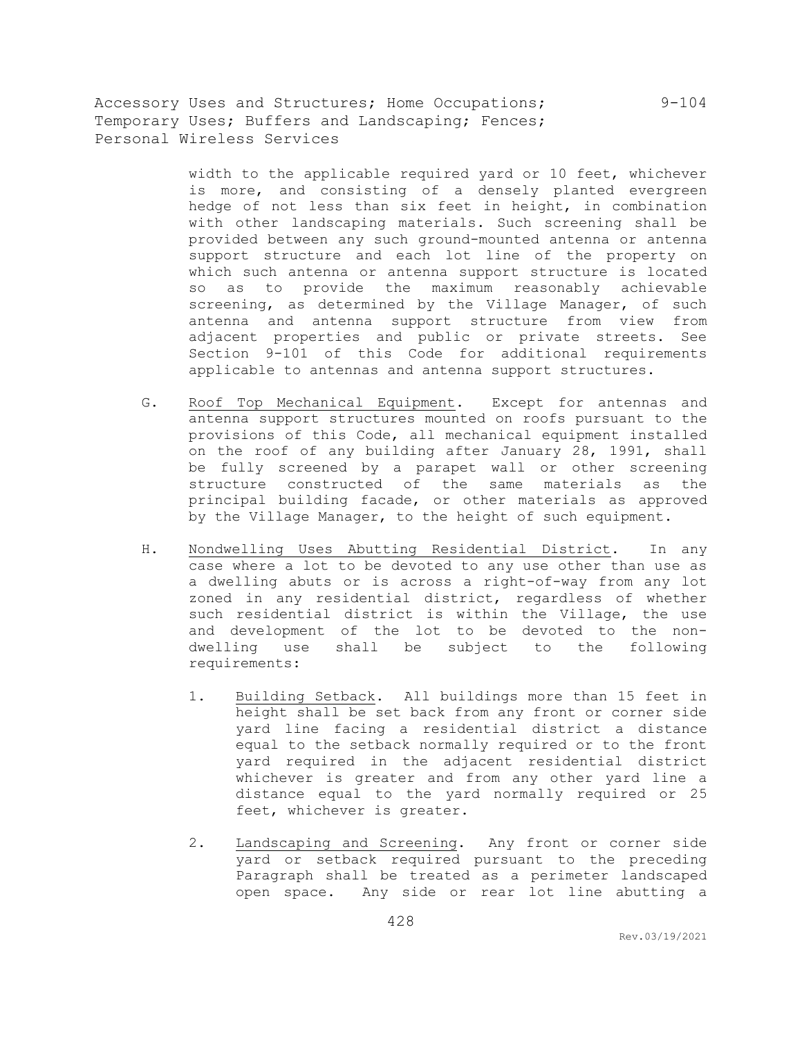width to the applicable required yard or 10 feet, whichever is more, and consisting of a densely planted evergreen hedge of not less than six feet in height, in combination with other landscaping materials. Such screening shall be provided between any such ground-mounted antenna or antenna support structure and each lot line of the property on which such antenna or antenna support structure is located so as to provide the maximum reasonably achievable screening, as determined by the Village Manager, of such antenna and antenna support structure from view from adjacent properties and public or private streets. See Section 9-101 of this Code for additional requirements applicable to antennas and antenna support structures.

G. Roof Top Mechanical Equipment. Except for antennas and antenna support structures mounted on roofs pursuant to the provisions of this Code, all mechanical equipment installed on the roof of any building after January 28, 1991, shall be fully screened by a parapet wall or other screening structure constructed of the same materials as the principal building facade, or other materials as approved by the Village Manager, to the height of such equipment.

H. Nondwelling Uses Abutting Residential District. In any case where a lot to be devoted to any use other than use as a dwelling abuts or is across a right-of-way from any lot zoned in any residential district, regardless of whether such residential district is within the Village, the use and development of the lot to be devoted to the non-dwelling use shall be subject to the following requirements:

1. Building Setback. All buildings more than 15 feet in height shall be set back from any front or corner side yard line facing a residential district a distance equal to the setback normally required or to the front yard required in the adjacent residential district whichever is greater and from any other yard line a distance equal to the yard normally required or 25 feet, whichever is greater.

2. Landscaping and Screening. Any front or corner side yard or setback required pursuant to the preceding Paragraph shall be treated as a perimeter landscaped open space. Any side or rear lot line abutting a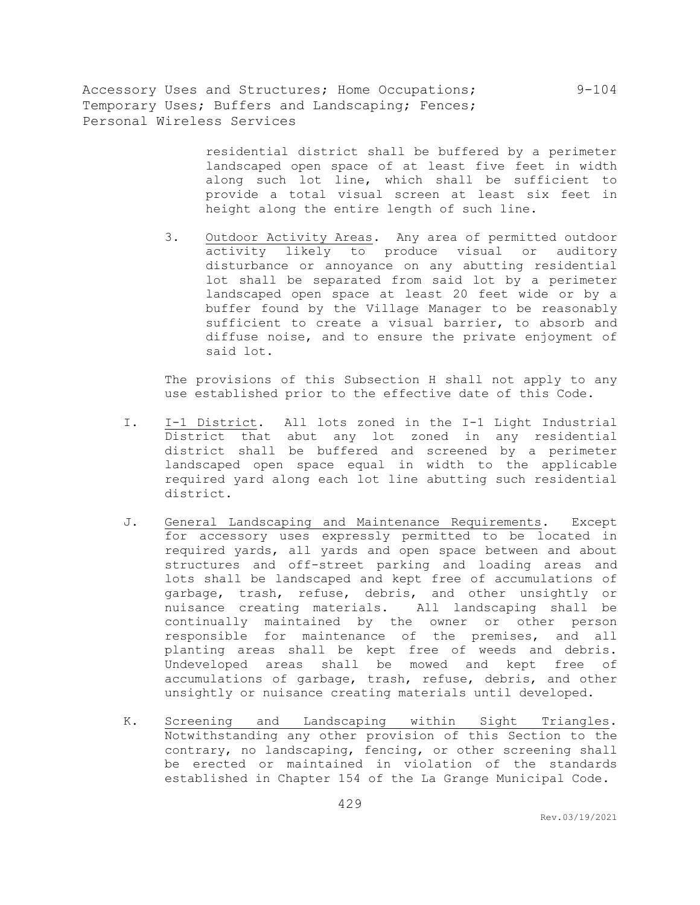residential district shall be buffered by a perimeter landscaped open space of at least five feet in width along such lot line, which shall be sufficient to provide a total visual screen at least six feet in height along the entire length of such line.

3. Outdoor Activity Areas. Any area of permitted outdoor activity likely to produce visual or auditory disturbance or annoyance on any abutting residential lot shall be separated from said lot by a perimeter landscaped open space at least 20 feet wide or by a buffer found by the Village Manager to be reasonably sufficient to create a visual barrier, to absorb and diffuse noise, and to ensure the private enjoyment of said lot.

The provisions of this Subsection H shall not apply to any use established prior to the effective date of this Code.

I. I-1 District. All lots zoned in the I-1 Light Industrial District that abut any lot zoned in any residential district shall be buffered and screened by a perimeter landscaped open space equal in width to the applicable required yard along each lot line abutting such residential district.

J. General Landscaping and Maintenance Requirements. Except for accessory uses expressly permitted to be located in required yards, all yards and open space between and about structures and off-street parking and loading areas and lots shall be landscaped and kept free of accumulations of garbage, trash, refuse, debris, and other unsightly or nuisance creating materials. All landscaping shall be continually maintained by the owner or other person responsible for maintenance of the premises, and all planting areas shall be kept free of weeds and debris. Undeveloped areas shall be mowed and kept free of accumulations of garbage, trash, refuse, debris, and other unsightly or nuisance creating materials until developed.

K. Screening and Landscaping within Sight Triangles. Notwithstanding any other provision of this Section to the contrary, no landscaping, fencing, or other screening shall be erected or maintained in violation of the standards established in Chapter 154 of the La Grange Municipal Code.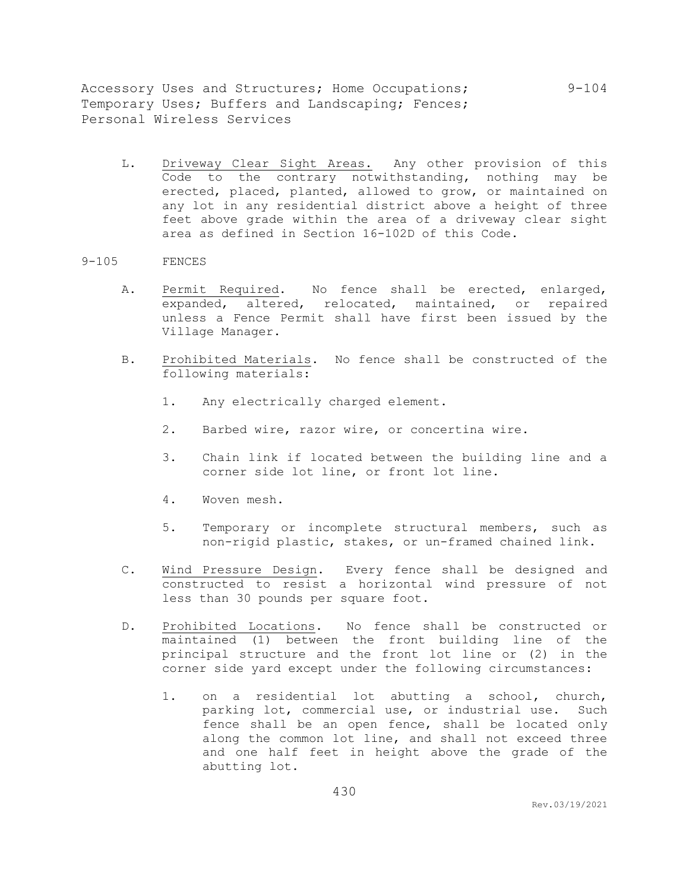L. Driveway Clear Sight Areas. Any other provision of this Code to the contrary notwithstanding, nothing may be erected, placed, planted, allowed to grow, or maintained on any lot in any residential district above a height of three feet above grade within the area of a driveway clear sight area as defined in Section 16-102D of this Code.

## 9-105 FENCES

A. Permit Required. No fence shall be erected, enlarged, expanded, altered, relocated, maintained, or repaired unless a Fence Permit shall have first been issued by the Village Manager.

B. Prohibited Materials. No fence shall be constructed of the following materials:

1. Any electrically charged element.

2. Barbed wire, razor wire, or concertina wire.

3. Chain link if located between the building line and a corner side lot line, or front lot line.

4. Woven mesh.

5. Temporary or incomplete structural members, such as non-rigid plastic, stakes, or un-framed chained link.

C. Wind Pressure Design. Every fence shall be designed and constructed to resist a horizontal wind pressure of not less than 30 pounds per square foot.

D. Prohibited Locations. No fence shall be constructed or maintained (1) between the front building line of the principal structure and the front lot line or (2) in the corner side yard except under the following circumstances:

1. on a residential lot abutting a school, church, parking lot, commercial use, or industrial use. Such fence shall be an open fence, shall be located only along the common lot line, and shall not exceed three and one half feet in height above the grade of the abutting lot.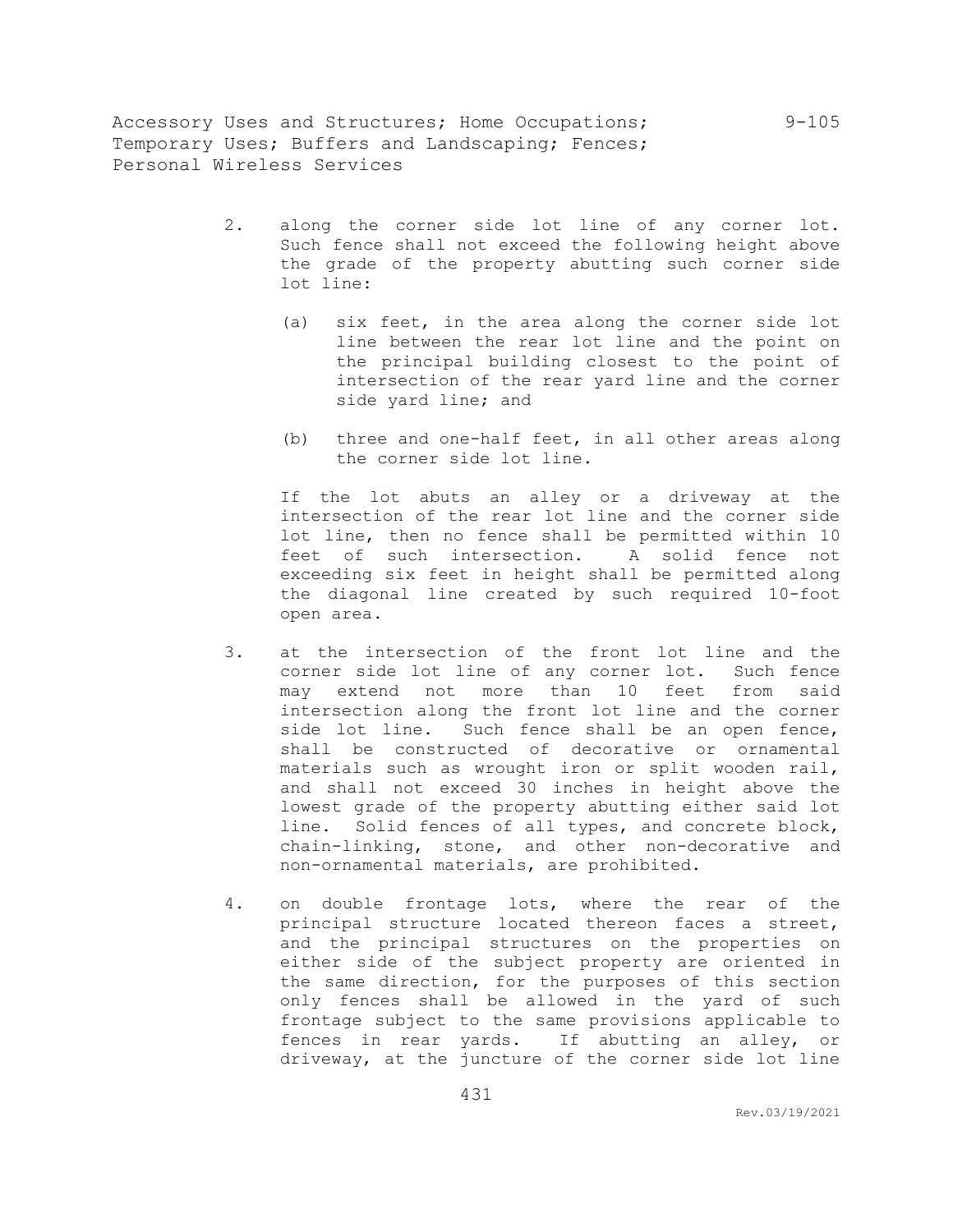2. along the corner side lot line of any corner lot. Such fence shall not exceed the following height above the grade of the property abutting such corner side lot line:

    (a) six feet, in the area along the corner side lot line between the rear lot line and the point on the principal building closest to the point of intersection of the rear yard line and the corner side yard line; and

    (b) three and one-half feet, in all other areas along the corner side lot line.

    If the lot abuts an alley or a driveway at the intersection of the rear lot line and the corner side lot line, then no fence shall be permitted within 10 feet of such intersection. A solid fence not exceeding six feet in height shall be permitted along the diagonal line created by such required 10-foot open area.

3. at the intersection of the front lot line and the corner side lot line of any corner lot. Such fence may extend not more than 10 feet from said intersection along the front lot line and the corner side lot line. Such fence shall be an open fence, shall be constructed of decorative or ornamental materials such as wrought iron or split wooden rail, and shall not exceed 30 inches in height above the lowest grade of the property abutting either said lot line. Solid fences of all types, and concrete block, chain-linking, stone, and other non-decorative and non-ornamental materials, are prohibited.

4. on double frontage lots, where the rear of the principal structure located thereon faces a street, and the principal structures on the properties on either side of the subject property are oriented in the same direction, for the purposes of this section only fences shall be allowed in the yard of such frontage subject to the same provisions applicable to fences in rear yards. If abutting an alley, or driveway, at the juncture of the corner side lot line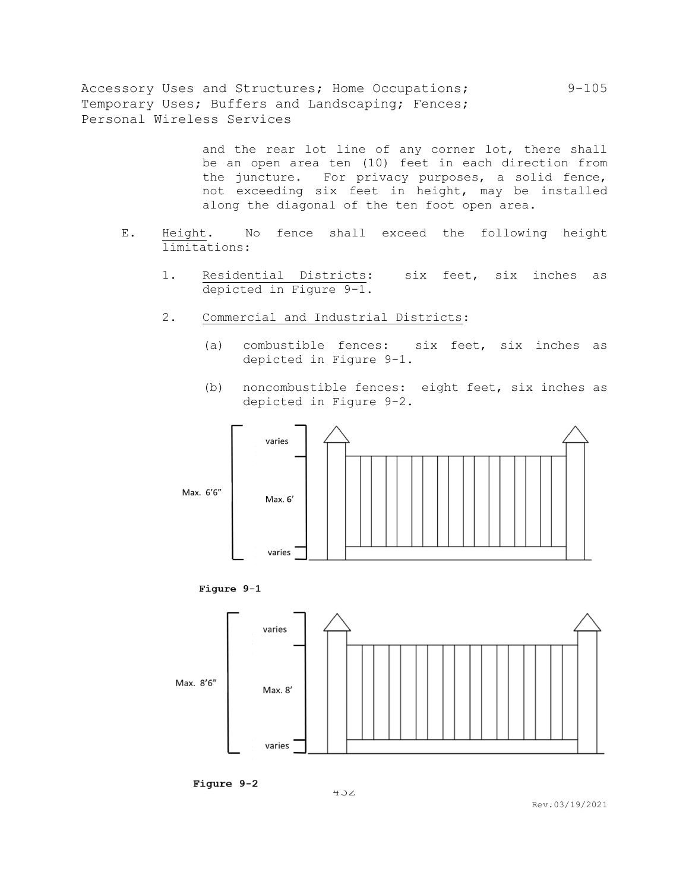and the rear lot line of any corner lot, there shall be an open area ten (10) feet in each direction from the juncture. For privacy purposes, a solid fence, not exceeding six feet in height, may be installed along the diagonal of the ten foot open area.

E. Height. No fence shall exceed the following height limitations:

1. Residential Districts: six feet, six inches as depicted in Figure 9-1.

2. Commercial and Industrial Districts:

   (a) combustible fences: six feet, six inches as depicted in Figure 9-1.

   (b) noncombustible fences: eight feet, six inches as depicted in Figure 9-2.

**Figure 9-1**

**Figure 9-2**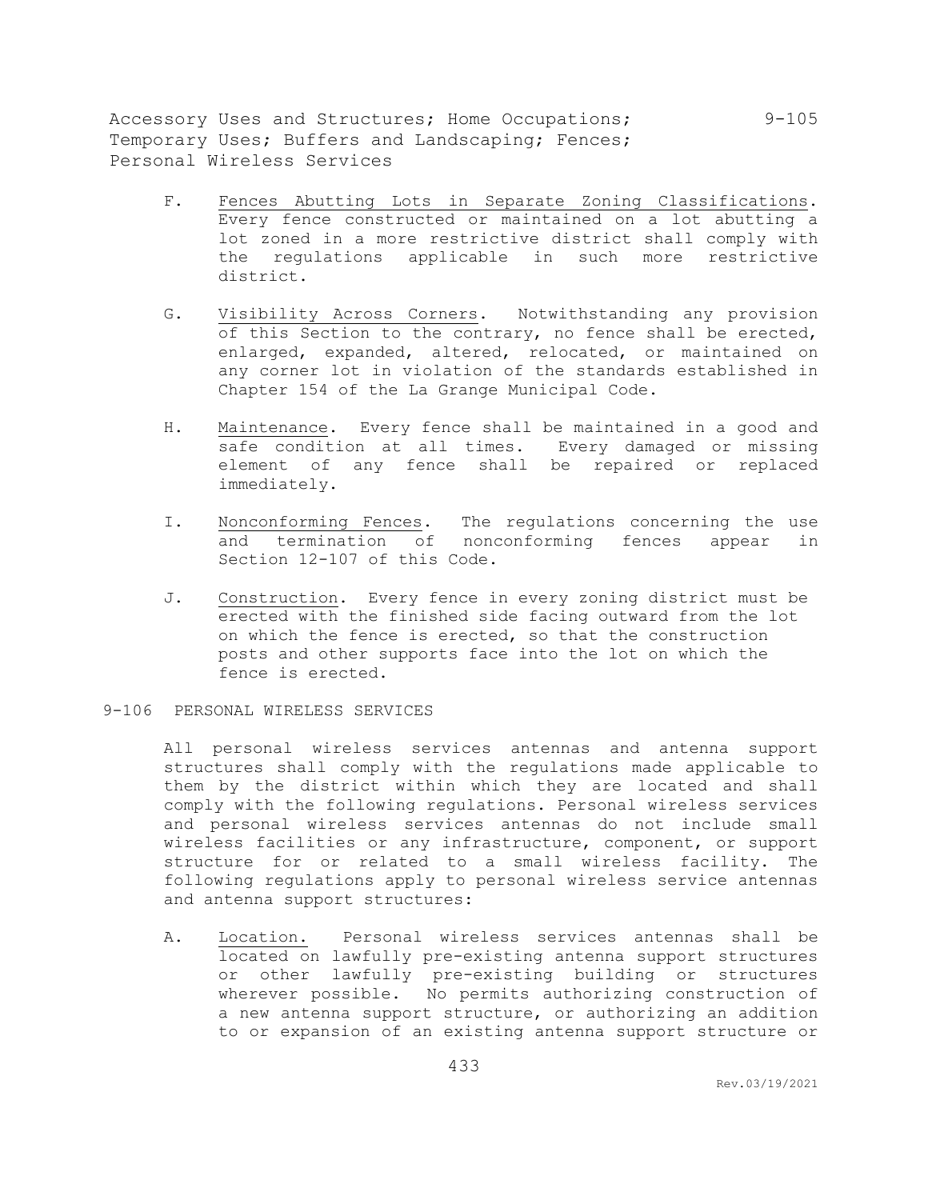F. <u>Fences Abutting Lots in Separate Zoning Classifications</u>. Every fence constructed or maintained on a lot abutting a lot zoned in a more restrictive district shall comply with the regulations applicable in such more restrictive district.

G. <u>Visibility Across Corners</u>. Notwithstanding any provision of this Section to the contrary, no fence shall be erected, enlarged, expanded, altered, relocated, or maintained on any corner lot in violation of the standards established in Chapter 154 of the La Grange Municipal Code.

H. <u>Maintenance</u>. Every fence shall be maintained in a good and safe condition at all times. Every damaged or missing element of any fence shall be repaired or replaced immediately.

I. <u>Nonconforming Fences</u>. The regulations concerning the use and termination of nonconforming fences appear in Section 12-107 of this Code.

J. <u>Construction</u>. Every fence in every zoning district must be erected with the finished side facing outward from the lot on which the fence is erected, so that the construction posts and other supports face into the lot on which the fence is erected.

## 9-106 PERSONAL WIRELESS SERVICES

All personal wireless services antennas and antenna support structures shall comply with the regulations made applicable to them by the district within which they are located and shall comply with the following regulations. Personal wireless services and personal wireless services antennas do not include small wireless facilities or any infrastructure, component, or support structure for or related to a small wireless facility. The following regulations apply to personal wireless service antennas and antenna support structures:

A. <u>Location.</u> Personal wireless services antennas shall be located on lawfully pre-existing antenna support structures or other lawfully pre-existing building or structures wherever possible. No permits authorizing construction of a new antenna support structure, or authorizing an addition to or expansion of an existing antenna support structure or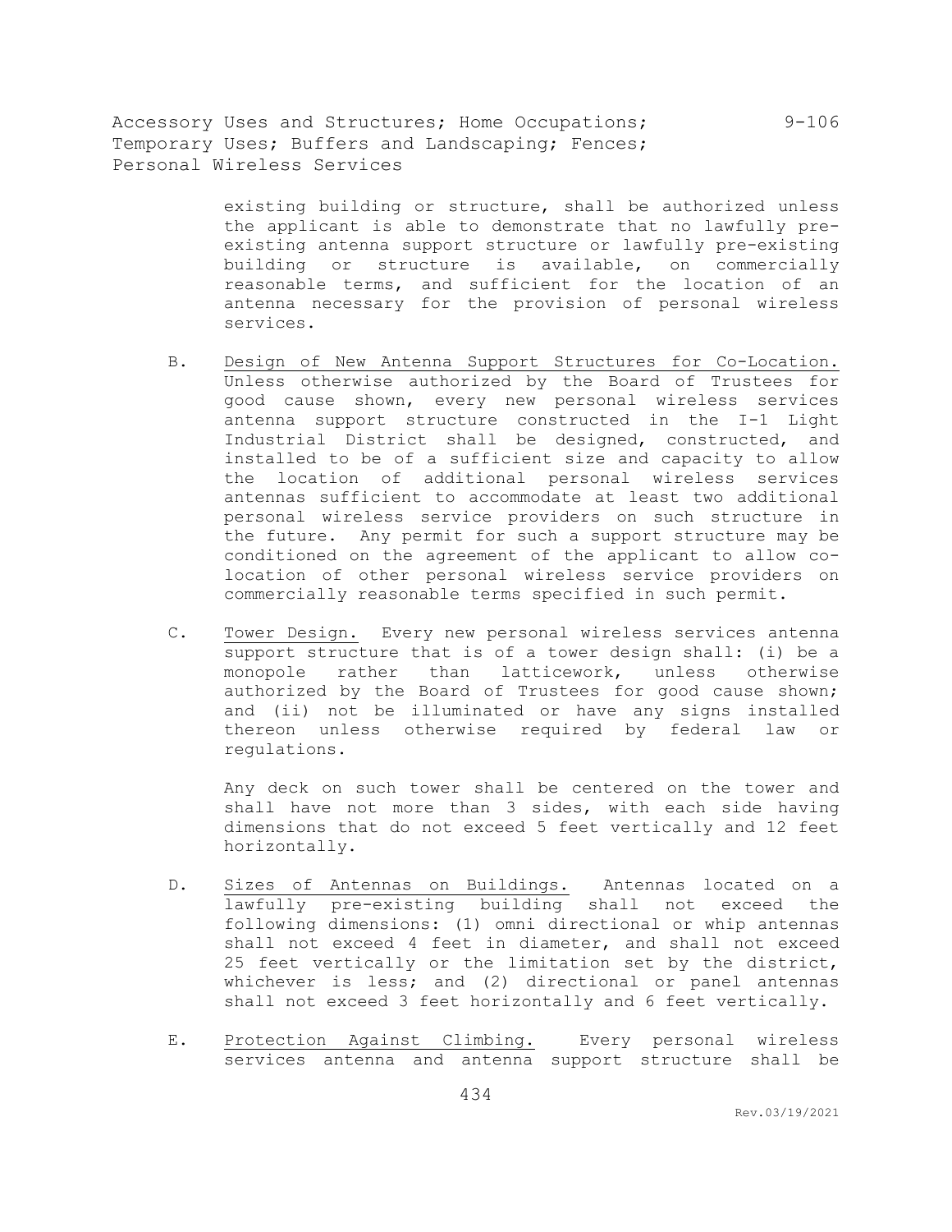existing building or structure, shall be authorized unless the applicant is able to demonstrate that no lawfully pre-existing antenna support structure or lawfully pre-existing building or structure is available, on commercially reasonable terms, and sufficient for the location of an antenna necessary for the provision of personal wireless services.

B. Design of New Antenna Support Structures for Co-Location. Unless otherwise authorized by the Board of Trustees for good cause shown, every new personal wireless services antenna support structure constructed in the I-1 Light Industrial District shall be designed, constructed, and installed to be of a sufficient size and capacity to allow the location of additional personal wireless services antennas sufficient to accommodate at least two additional personal wireless service providers on such structure in the future. Any permit for such a support structure may be conditioned on the agreement of the applicant to allow co-location of other personal wireless service providers on commercially reasonable terms specified in such permit.

C. Tower Design. Every new personal wireless services antenna support structure that is of a tower design shall: (i) be a monopole rather than latticework, unless otherwise authorized by the Board of Trustees for good cause shown; and (ii) not be illuminated or have any signs installed thereon unless otherwise required by federal law or regulations.

Any deck on such tower shall be centered on the tower and shall have not more than 3 sides, with each side having dimensions that do not exceed 5 feet vertically and 12 feet horizontally.

D. Sizes of Antennas on Buildings. Antennas located on a lawfully pre-existing building shall not exceed the following dimensions: (1) omni directional or whip antennas shall not exceed 4 feet in diameter, and shall not exceed 25 feet vertically or the limitation set by the district, whichever is less; and (2) directional or panel antennas shall not exceed 3 feet horizontally and 6 feet vertically.

E. Protection Against Climbing. Every personal wireless services antenna and antenna support structure shall be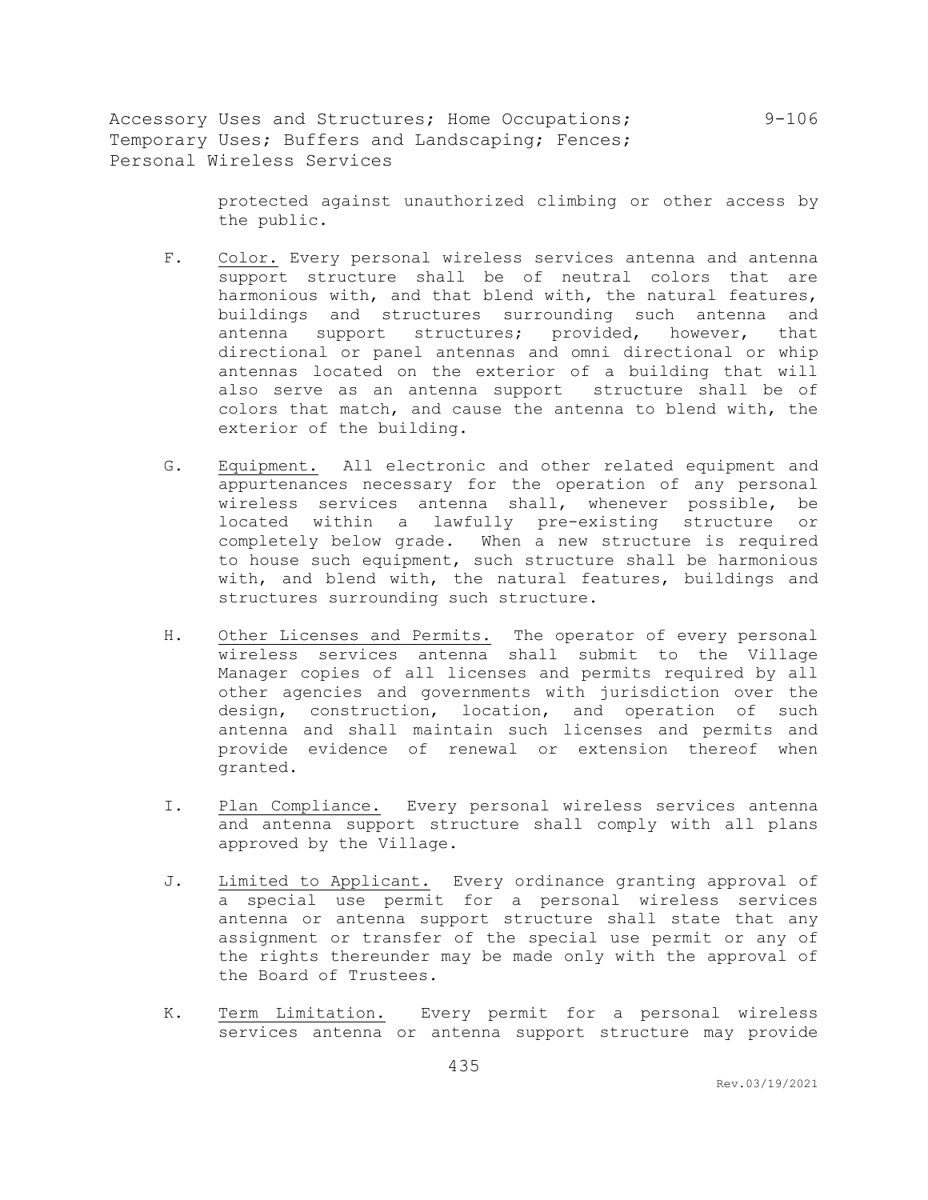protected against unauthorized climbing or other access by the public.

F. Color. Every personal wireless services antenna and antenna support structure shall be of neutral colors that are harmonious with, and that blend with, the natural features, buildings and structures surrounding such antenna and antenna support structures; provided, however, that directional or panel antennas and omni directional or whip antennas located on the exterior of a building that will also serve as an antenna support structure shall be of colors that match, and cause the antenna to blend with, the exterior of the building.

G. Equipment. All electronic and other related equipment and appurtenances necessary for the operation of any personal wireless services antenna shall, whenever possible, be located within a lawfully pre-existing structure or completely below grade. When a new structure is required to house such equipment, such structure shall be harmonious with, and blend with, the natural features, buildings and structures surrounding such structure.

H. Other Licenses and Permits. The operator of every personal wireless services antenna shall submit to the Village Manager copies of all licenses and permits required by all other agencies and governments with jurisdiction over the design, construction, location, and operation of such antenna and shall maintain such licenses and permits and provide evidence of renewal or extension thereof when granted.

I. Plan Compliance. Every personal wireless services antenna and antenna support structure shall comply with all plans approved by the Village.

J. Limited to Applicant. Every ordinance granting approval of a special use permit for a personal wireless services antenna or antenna support structure shall state that any assignment or transfer of the special use permit or any of the rights thereunder may be made only with the approval of the Board of Trustees.

K. Term Limitation. Every permit for a personal wireless services antenna or antenna support structure may provide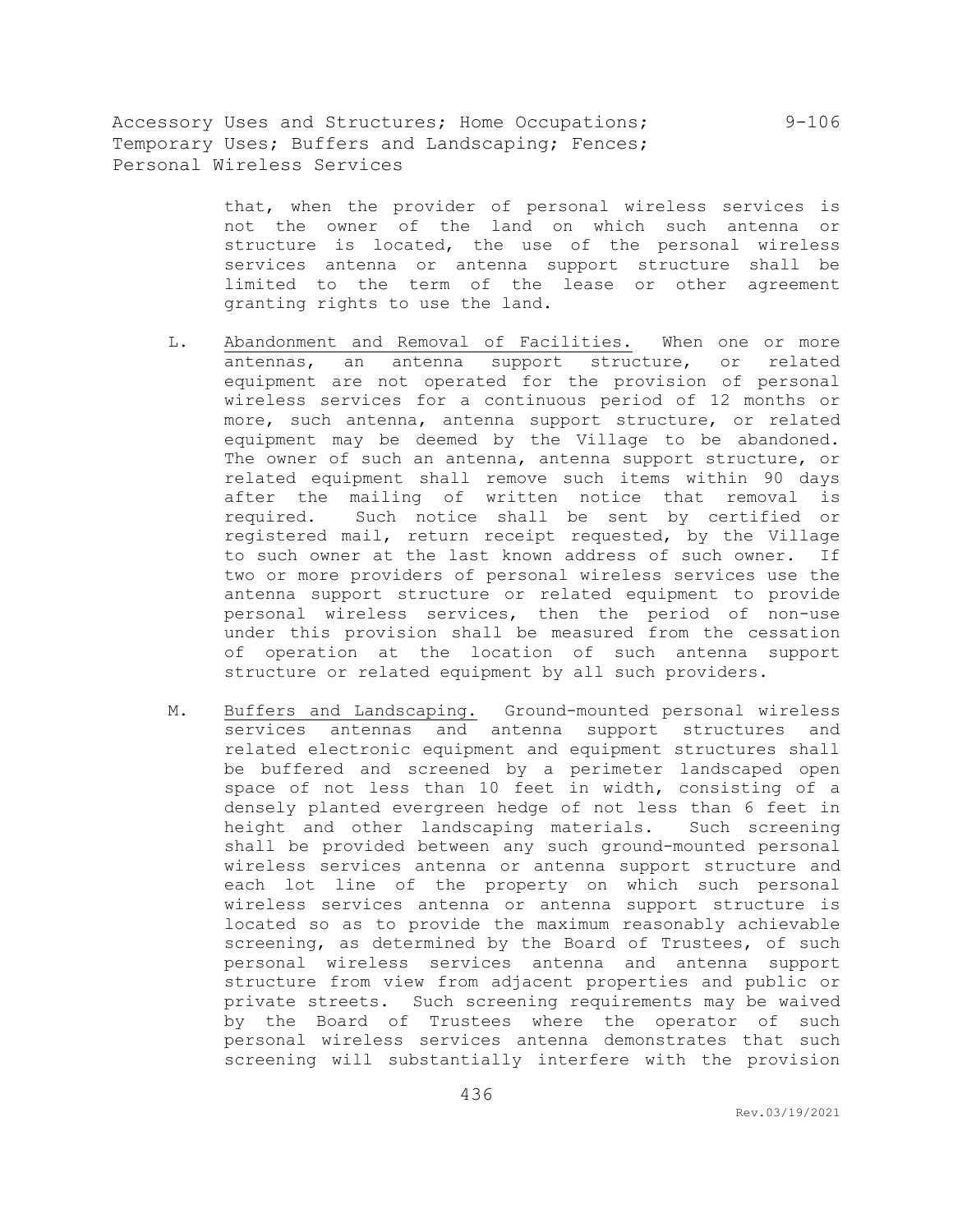that, when the provider of personal wireless services is not the owner of the land on which such antenna or structure is located, the use of the personal wireless services antenna or antenna support structure shall be limited to the term of the lease or other agreement granting rights to use the land.

L. Abandonment and Removal of Facilities. When one or more antennas, an antenna support structure, or related equipment are not operated for the provision of personal wireless services for a continuous period of 12 months or more, such antenna, antenna support structure, or related equipment may be deemed by the Village to be abandoned. The owner of such an antenna, antenna support structure, or related equipment shall remove such items within 90 days after the mailing of written notice that removal is required. Such notice shall be sent by certified or registered mail, return receipt requested, by the Village to such owner at the last known address of such owner. If two or more providers of personal wireless services use the antenna support structure or related equipment to provide personal wireless services, then the period of non-use under this provision shall be measured from the cessation of operation at the location of such antenna support structure or related equipment by all such providers.

M. Buffers and Landscaping. Ground-mounted personal wireless services antennas and antenna support structures and related electronic equipment and equipment structures shall be buffered and screened by a perimeter landscaped open space of not less than 10 feet in width, consisting of a densely planted evergreen hedge of not less than 6 feet in height and other landscaping materials. Such screening shall be provided between any such ground-mounted personal wireless services antenna or antenna support structure and each lot line of the property on which such personal wireless services antenna or antenna support structure is located so as to provide the maximum reasonably achievable screening, as determined by the Board of Trustees, of such personal wireless services antenna and antenna support structure from view from adjacent properties and public or private streets. Such screening requirements may be waived by the Board of Trustees where the operator of such personal wireless services antenna demonstrates that such screening will substantially interfere with the provision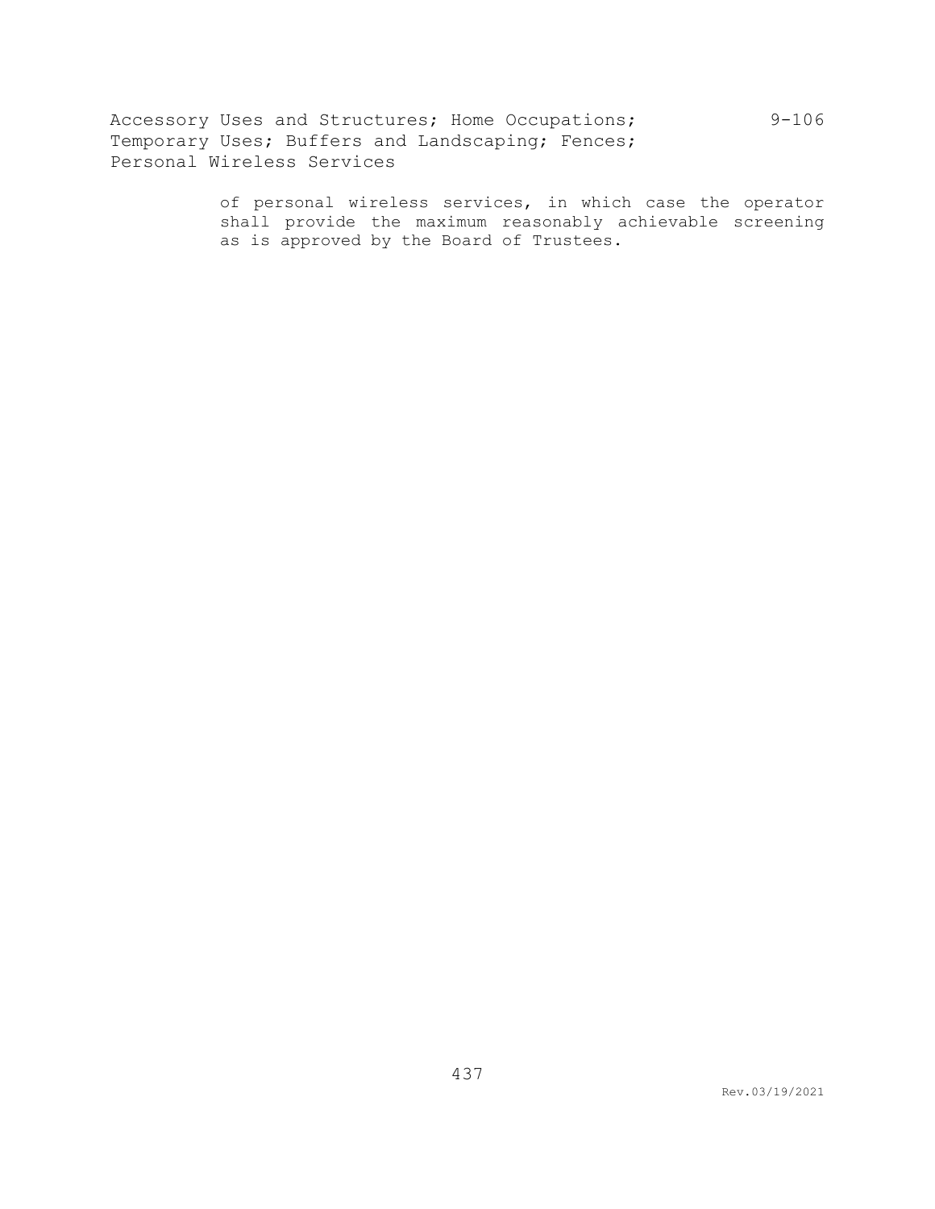of personal wireless services, in which case the operator shall provide the maximum reasonably achievable screening as is approved by the Board of Trustees.